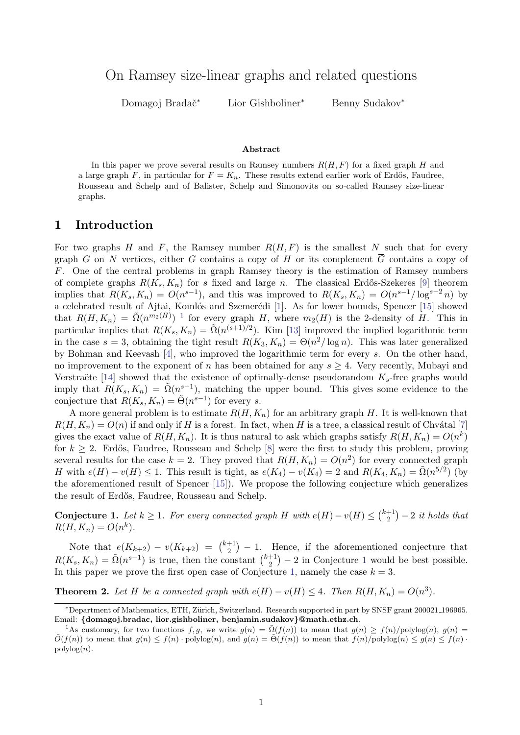# On Ramsey size-linear graphs and related questions

Domagoj Bradač* Lior Gishboliner* Benny Sudakov*

**Abstract**

In this paper we prove several results on Ramsey numbers $R(H, F)$ for a fixed graph $H$ and a large graph $F$, in particular for $F = K_n$. These results extend earlier work of Erdős, Faudree, Rousseau and Schelp and of Balister, Schelp and Simonovits on so-called Ramsey size-linear graphs.

## 1 Introduction

For two graphs $H$ and $F$, the Ramsey number $R(H, F)$ is the smallest $N$ such that for every graph $G$ on $N$ vertices, either $G$ contains a copy of $H$ or its complement $\overline{G}$ contains a copy of $F$. One of the central problems in graph Ramsey theory is the estimation of Ramsey numbers of complete graphs $R(K_s, K_n)$ for $s$ fixed and large $n$. The classical Erdős-Szekeres [9] theorem implies that $R(K_s, K_n) = O(n^{s-1})$, and this was improved to $R(K_s, K_n) = O(n^{s-1}/\log^{s-2} n)$ by a celebrated result of Ajtai, Komlós and Szemerédi [1]. As for lower bounds, Spencer [15] showed that $R(H, K_n) = \tilde{\Omega}(n^{m_2(H)})$ [1] for every graph $H$, where $m_2(H)$ is the 2-density of $H$. This in particular implies that $R(K_s, K_n) = \tilde{\Omega}(n^{(s+1)/2})$. Kim [13] improved the implied logarithmic term in the case $s = 3$, obtaining the tight result $R(K_3, K_n) = \Theta(n^2/\log n)$. This was later generalized by Bohman and Keevash [4], who improved the logarithmic term for every $s$. On the other hand, no improvement to the exponent of $n$ has been obtained for any $s \geq 4$. Very recently, Mubayi and Verstraëte [14] showed that the existence of optimally-dense pseudorandom $K_s$-free graphs would imply that $R(K_s, K_n) = \tilde{\Omega}(n^{s-1})$, matching the upper bound. This gives some evidence to the conjecture that $R(K_s, K_n) = \tilde{\Theta}(n^{s-1})$ for every $s$.

A more general problem is to estimate $R(H, K_n)$ for an arbitrary graph $H$. It is well-known that $R(H, K_n) = O(n)$ if and only if $H$ is a forest. In fact, when $H$ is a tree, a classical result of Chvátal [7] gives the exact value of $R(H, K_n)$. It is thus natural to ask which graphs satisfy $R(H, K_n) = O(n^k)$ for $k \geq 2$. Erdős, Faudree, Rousseau and Schelp [8] were the first to study this problem, proving several results for the case $k = 2$. They proved that $R(H, K_n) = O(n^2)$ for every connected graph $H$ with $e(H) - v(H) \leq 1$. This result is tight, as $e(K_4) - v(K_4) = 2$ and $R(K_4, K_n) = \tilde{\Omega}(n^{5/2})$ (by the aforementioned result of Spencer [15]). We propose the following conjecture which generalizes the result of Erdős, Faudree, Rousseau and Schelp.

**Conjecture 1.** *Let $k \geq 1$. For every connected graph $H$ with $e(H) - v(H) \leq \binom{k+1}{2} - 2$ it holds that $R(H, K_n) = O(n^k)$.*

Note that $e(K_{k+2}) - v(K_{k+2}) = \binom{k+1}{2} - 1$. Hence, if the aforementioned conjecture that $R(K_s, K_n) = \tilde{\Omega}(n^{s-1})$ is true, then the constant $\binom{k+1}{2} - 2$ in Conjecture 1 would be best possible. In this paper we prove the first open case of Conjecture 1, namely the case $k = 3$.

**Theorem 2.** *Let $H$ be a connected graph with $e(H) - v(H) \leq 4$. Then $R(H, K_n) = O(n^3)$.*

---

*Department of Mathematics, ETH, Zürich, Switzerland. Research supported in part by SNSF grant 200021_196965. Email: **{domagoj.bradac, lior.gishboliner, benjamin.sudakov}@math.ethz.ch**.

[1] As customary, for two functions $f, g$, we write $g(n) = \tilde{\Omega}(f(n))$ to mean that $g(n) \geq f(n)/\text{polylog}(n)$, $g(n) = \tilde{O}(f(n))$ to mean that $g(n) \leq f(n) \cdot \text{polylog}(n)$, and $g(n) = \tilde{\Theta}(f(n))$ to mean that $f(n)/\text{polylog}(n) \leq g(n) \leq f(n) \cdot \text{polylog}(n)$.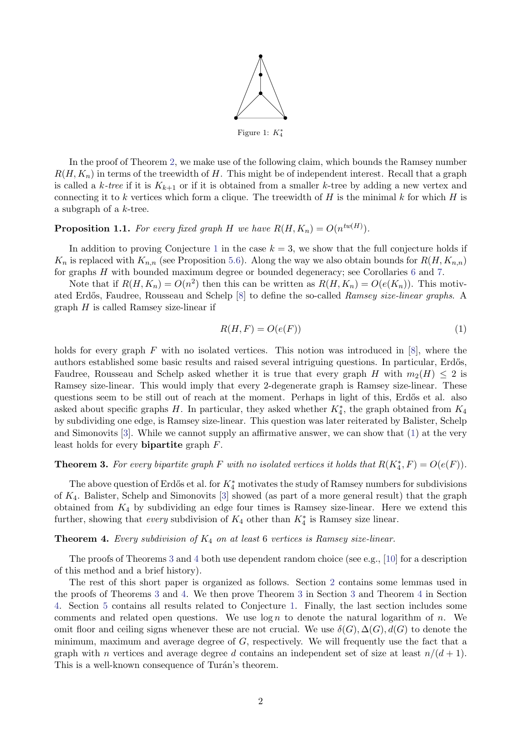Figure 1: $K_4^*$

In the proof of Theorem 2, we make use of the following claim, which bounds the Ramsey number $R(H, K_n)$ in terms of the treewidth of $H$. This might be of independent interest. Recall that a graph is called a *k-tree* if it is $K_{k+1}$ or if it is obtained from a smaller $k$-tree by adding a new vertex and connecting it to $k$ vertices which form a clique. The treewidth of $H$ is the minimal $k$ for which $H$ is a subgraph of a $k$-tree.

**Proposition 1.1.** *For every fixed graph $H$ we have $R(H, K_n) = O(n^{tw(H)})$.*

In addition to proving Conjecture 1 in the case $k = 3$, we show that the full conjecture holds if $K_n$ is replaced with $K_{n,n}$ (see Proposition 5.6). Along the way we also obtain bounds for $R(H, K_{n,n})$ for graphs $H$ with bounded maximum degree or bounded degeneracy; see Corollaries 6 and 7.

Note that if $R(H, K_n) = O(n^2)$ then this can be written as $R(H, K_n) = O(e(K_n))$. This motivated Erdős, Faudree, Rousseau and Schelp [8] to define the so-called *Ramsey size-linear graphs*. A graph $H$ is called Ramsey size-linear if

$$R(H, F) = O(e(F)) \tag{1}$$

holds for every graph $F$ with no isolated vertices. This notion was introduced in [8], where the authors established some basic results and raised several intriguing questions. In particular, Erdős, Faudree, Rousseau and Schelp asked whether it is true that every graph $H$ with $m_2(H) \leq 2$ is Ramsey size-linear. This would imply that every 2-degenerate graph is Ramsey size-linear. These questions seem to be still out of reach at the moment. Perhaps in light of this, Erdős et al. also asked about specific graphs $H$. In particular, they asked whether $K_4^*$, the graph obtained from $K_4$ by subdividing one edge, is Ramsey size-linear. This question was later reiterated by Balister, Schelp and Simonovits [3]. While we cannot supply an affirmative answer, we can show that (1) at the very least holds for every **bipartite** graph $F$.

**Theorem 3.** *For every bipartite graph $F$ with no isolated vertices it holds that $R(K_4^*, F) = O(e(F))$.*

The above question of Erdős et al. for $K_4^*$ motivates the study of Ramsey numbers for subdivisions of $K_4$. Balister, Schelp and Simonovits [3] showed (as part of a more general result) that the graph obtained from $K_4$ by subdividing an edge four times is Ramsey size-linear. Here we extend this further, showing that *every* subdivision of $K_4$ other than $K_4^*$ is Ramsey size linear.

**Theorem 4.** *Every subdivision of $K_4$ on at least 6 vertices is Ramsey size-linear.*

The proofs of Theorems 3 and 4 both use dependent random choice (see e.g., [10] for a description of this method and a brief history).

The rest of this short paper is organized as follows. Section 2 contains some lemmas used in the proofs of Theorems 3 and 4. We then prove Theorem 3 in Section 3 and Theorem 4 in Section 4. Section 5 contains all results related to Conjecture 1. Finally, the last section includes some comments and related open questions. We use $\log n$ to denote the natural logarithm of $n$. We omit floor and ceiling signs whenever these are not crucial. We use $\delta(G), \Delta(G), d(G)$ to denote the minimum, maximum and average degree of $G$, respectively. We will frequently use the fact that a graph with $n$ vertices and average degree $d$ contains an independent set of size at least $n/(d + 1)$. This is a well-known consequence of Turán's theorem.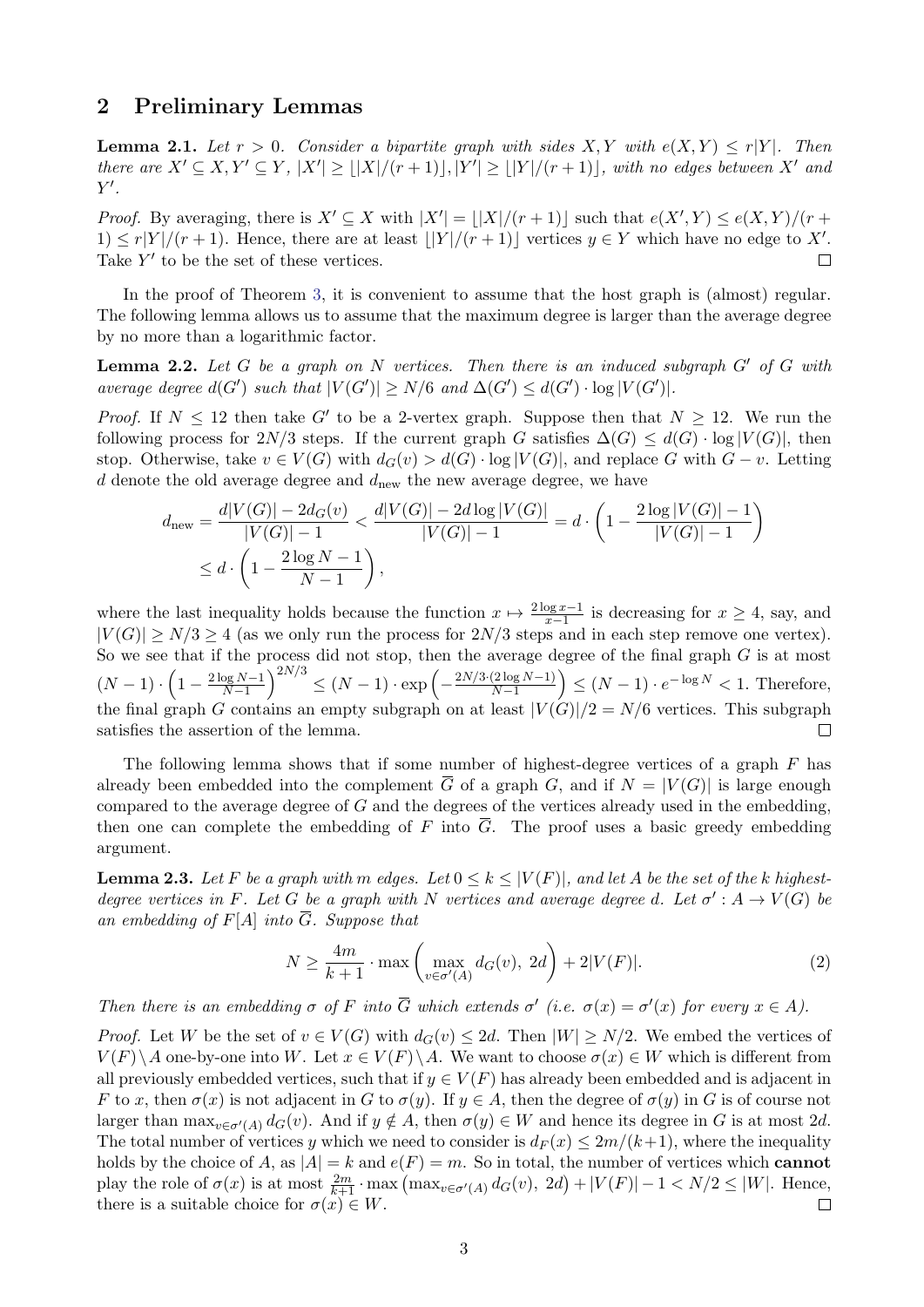## 2 Preliminary Lemmas

**Lemma 2.1.** *Let $r > 0$. Consider a bipartite graph with sides $X, Y$ with $e(X,Y) \leq r|Y|$. Then there are $X' \subseteq X, Y' \subseteq Y$, $|X'| \geq \lfloor |X|/(r+1) \rfloor, |Y'| \geq \lfloor |Y|/(r+1) \rfloor$, with no edges between $X'$ and $Y'$.*

*Proof.* By averaging, there is $X' \subseteq X$ with $|X'| = \lfloor |X|/(r+1) \rfloor$ such that $e(X', Y) \leq e(X,Y)/(r+1) \leq r|Y|/(r+1)$. Hence, there are at least $\lfloor |Y|/(r+1) \rfloor$ vertices $y \in Y$ which have no edge to $X'$. Take $Y'$ to be the set of these vertices. $\square$

In the proof of Theorem 3, it is convenient to assume that the host graph is (almost) regular. The following lemma allows us to assume that the maximum degree is larger than the average degree by no more than a logarithmic factor.

**Lemma 2.2.** *Let $G$ be a graph on $N$ vertices. Then there is an induced subgraph $G'$ of $G$ with average degree $d(G')$ such that $|V(G')| \geq N/6$ and $\Delta(G') \leq d(G') \cdot \log |V(G')|$.*

*Proof.* If $N \leq 12$ then take $G'$ to be a 2-vertex graph. Suppose then that $N \geq 12$. We run the following process for $2N/3$ steps. If the current graph $G$ satisfies $\Delta(G) \leq d(G) \cdot \log |V(G)|$, then stop. Otherwise, take $v \in V(G)$ with $d_G(v) > d(G) \cdot \log |V(G)|$, and replace $G$ with $G - v$. Letting $d$ denote the old average degree and $d_{\text{new}}$ the new average degree, we have

$$d_{\text{new}} = \frac{d|V(G)| - 2d_G(v)}{|V(G)| - 1} < \frac{d|V(G)| - 2d \log |V(G)|}{|V(G)| - 1} = d \cdot \left(1 - \frac{2\log |V(G)| - 1}{|V(G)| - 1}\right)$$
$$\leq d \cdot \left(1 - \frac{2\log N - 1}{N - 1}\right),$$

where the last inequality holds because the function $x \mapsto \frac{2\log x - 1}{x-1}$ is decreasing for $x \geq 4$, say, and $|V(G)| \geq N/3 \geq 4$ (as we only run the process for $2N/3$ steps and in each step remove one vertex). So we see that if the process did not stop, then the average degree of the final graph $G$ is at most $(N-1) \cdot \left(1 - \frac{2\log N - 1}{N-1}\right)^{2N/3} \leq (N-1) \cdot \exp\left(-\frac{2N/3 \cdot (2\log N - 1)}{N-1}\right) \leq (N-1) \cdot e^{-\log N} < 1$. Therefore, the final graph $G$ contains an empty subgraph on at least $|V(G)|/2 = N/6$ vertices. This subgraph satisfies the assertion of the lemma. $\square$

The following lemma shows that if some number of highest-degree vertices of a graph $F$ has already been embedded into the complement $\overline{G}$ of a graph $G$, and if $N = |V(G)|$ is large enough compared to the average degree of $G$ and the degrees of the vertices already used in the embedding, then one can complete the embedding of $F$ into $\overline{G}$. The proof uses a basic greedy embedding argument.

**Lemma 2.3.** *Let $F$ be a graph with $m$ edges. Let $0 \leq k \leq |V(F)|$, and let $A$ be the set of the $k$ highest-degree vertices in $F$. Let $G$ be a graph with $N$ vertices and average degree $d$. Let $\sigma' : A \to V(G)$ be an embedding of $F[A]$ into $\overline{G}$. Suppose that*

$$N \geq \frac{4m}{k+1} \cdot \max\left(\max_{v \in \sigma'(A)} d_G(v),\ 2d\right) + 2|V(F)|. \tag{2}$$

*Then there is an embedding $\sigma$ of $F$ into $\overline{G}$ which extends $\sigma'$ (i.e. $\sigma(x) = \sigma'(x)$ for every $x \in A$).*

*Proof.* Let $W$ be the set of $v \in V(G)$ with $d_G(v) \leq 2d$. Then $|W| \geq N/2$. We embed the vertices of $V(F) \setminus A$ one-by-one into $W$. Let $x \in V(F) \setminus A$. We want to choose $\sigma(x) \in W$ which is different from all previously embedded vertices, such that if $y \in V(F)$ has already been embedded and is adjacent in $F$ to $x$, then $\sigma(x)$ is not adjacent in $G$ to $\sigma(y)$. If $y \in A$, then the degree of $\sigma(y)$ in $G$ is of course not larger than $\max_{v \in \sigma'(A)} d_G(v)$. And if $y \notin A$, then $\sigma(y) \in W$ and hence its degree in $G$ is at most $2d$. The total number of vertices $y$ which we need to consider is $d_F(x) \leq 2m/(k+1)$, where the inequality holds by the choice of $A$, as $|A| = k$ and $e(F) = m$. So in total, the number of vertices which **cannot** play the role of $\sigma(x)$ is at most $\frac{2m}{k+1} \cdot \max\left(\max_{v \in \sigma'(A)} d_G(v),\ 2d\right) + |V(F)| - 1 < N/2 \leq |W|$. Hence, there is a suitable choice for $\sigma(x) \in W$. $\square$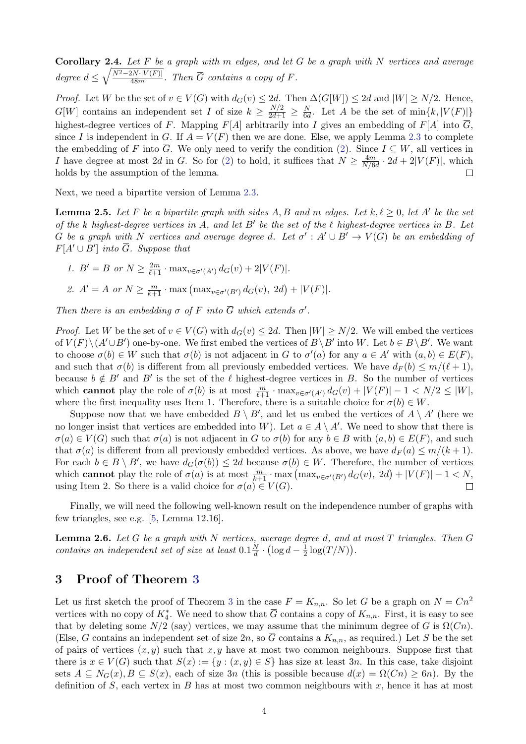**Corollary 2.4.** *Let $F$ be a graph with $m$ edges, and let $G$ be a graph with $N$ vertices and average degree $d \leq \sqrt{\frac{N^2 - 2N\cdot|V(F)|}{48m}}$. Then $\overline{G}$ contains a copy of $F$.*

*Proof.* Let $W$ be the set of $v \in V(G)$ with $d_G(v) \leq 2d$. Then $\Delta(G[W]) \leq 2d$ and $|W| \geq N/2$. Hence, $G[W]$ contains an independent set $I$ of size $k \geq \frac{N/2}{2d+1} \geq \frac{N}{6d}$. Let $A$ be the set of $\min\{k, |V(F)|\}$ highest-degree vertices of $F$. Mapping $F[A]$ arbitrarily into $I$ gives an embedding of $F[A]$ into $\overline{G}$, since $I$ is independent in $G$. If $A = V(F)$ then we are done. Else, we apply Lemma 2.3 to complete the embedding of $F$ into $\overline{G}$. We only need to verify the condition (2). Since $I \subseteq W$, all vertices in $I$ have degree at most $2d$ in $G$. So for (2) to hold, it suffices that $N \geq \frac{4m}{N/6d} \cdot 2d + 2|V(F)|$, which holds by the assumption of the lemma. $\square$

Next, we need a bipartite version of Lemma 2.3.

**Lemma 2.5.** *Let $F$ be a bipartite graph with sides $A, B$ and $m$ edges. Let $k, \ell \geq 0$, let $A'$ be the set of the $k$ highest-degree vertices in $A$, and let $B'$ be the set of the $\ell$ highest-degree vertices in $B$. Let $G$ be a graph with $N$ vertices and average degree $d$. Let $\sigma' : A' \cup B' \to V(G)$ be an embedding of $F[A' \cup B']$ into $\overline{G}$. Suppose that*

1. *$B' = B$ or $N \geq \frac{2m}{\ell+1} \cdot \max_{v \in \sigma'(A')} d_G(v) + 2|V(F)|$.*
2. *$A' = A$ or $N \geq \frac{m}{k+1} \cdot \max\left(\max_{v \in \sigma'(B')} d_G(v),\ 2d\right) + |V(F)|$.*

*Then there is an embedding $\sigma$ of $F$ into $\overline{G}$ which extends $\sigma'$.*

*Proof.* Let $W$ be the set of $v \in V(G)$ with $d_G(v) \leq 2d$. Then $|W| \geq N/2$. We will embed the vertices of $V(F) \setminus (A' \cup B')$ one-by-one. We first embed the vertices of $B \setminus B'$ into $W$. Let $b \in B \setminus B'$. We want to choose $\sigma(b) \in W$ such that $\sigma(b)$ is not adjacent in $G$ to $\sigma'(a)$ for any $a \in A'$ with $(a, b) \in E(F)$, and such that $\sigma(b)$ is different from all previously embedded vertices. We have $d_F(b) \leq m/(\ell+1)$, because $b \notin B'$ and $B'$ is the set of the $\ell$ highest-degree vertices in $B$. So the number of vertices which **cannot** play the role of $\sigma(b)$ is at most $\frac{m}{\ell+1} \cdot \max_{v \in \sigma'(A')} d_G(v) + |V(F)| - 1 < N/2 \leq |W|$, where the first inequality uses Item 1. Therefore, there is a suitable choice for $\sigma(b) \in W$.

Suppose now that we have embedded $B \setminus B'$, and let us embed the vertices of $A \setminus A'$ (here we no longer insist that vertices are embedded into $W$). Let $a \in A \setminus A'$. We need to show that there is $\sigma(a) \in V(G)$ such that $\sigma(a)$ is not adjacent in $G$ to $\sigma(b)$ for any $b \in B$ with $(a, b) \in E(F)$, and such that $\sigma(a)$ is different from all previously embedded vertices. As above, we have $d_F(a) \leq m/(k+1)$. For each $b \in B \setminus B'$, we have $d_G(\sigma(b)) \leq 2d$ because $\sigma(b) \in W$. Therefore, the number of vertices which **cannot** play the role of $\sigma(a)$ is at most $\frac{m}{k+1} \cdot \max\left(\max_{v \in \sigma'(B')} d_G(v),\ 2d\right) + |V(F)| - 1 < N$, using Item 2. So there is a valid choice for $\sigma(a) \in V(G)$. $\square$

Finally, we will need the following well-known result on the independence number of graphs with few triangles, see e.g. [5, Lemma 12.16].

**Lemma 2.6.** *Let $G$ be a graph with $N$ vertices, average degree $d$, and at most $T$ triangles. Then $G$ contains an independent set of size at least $0.1\frac{N}{d} \cdot \left(\log d - \frac{1}{2}\log(T/N)\right)$.*

# 3 Proof of Theorem 3

Let us first sketch the proof of Theorem 3 in the case $F = K_{n,n}$. So let $G$ be a graph on $N = Cn^2$ vertices with no copy of $K_4^*$. We need to show that $\overline{G}$ contains a copy of $K_{n,n}$. First, it is easy to see that by deleting some $N/2$ (say) vertices, we may assume that the minimum degree of $G$ is $\Omega(Cn)$. (Else, $G$ contains an independent set of size $2n$, so $\overline{G}$ contains a $K_{n,n}$, as required.) Let $S$ be the set of pairs of vertices $(x, y)$ such that $x, y$ have at most two common neighbours. Suppose first that there is $x \in V(G)$ such that $S(x) := \{y : (x, y) \in S\}$ has size at least $3n$. In this case, take disjoint sets $A \subseteq N_G(x), B \subseteq S(x)$, each of size $3n$ (this is possible because $d(x) = \Omega(Cn) \geq 6n$). By the definition of $S$, each vertex in $B$ has at most two common neighbours with $x$, hence it has at most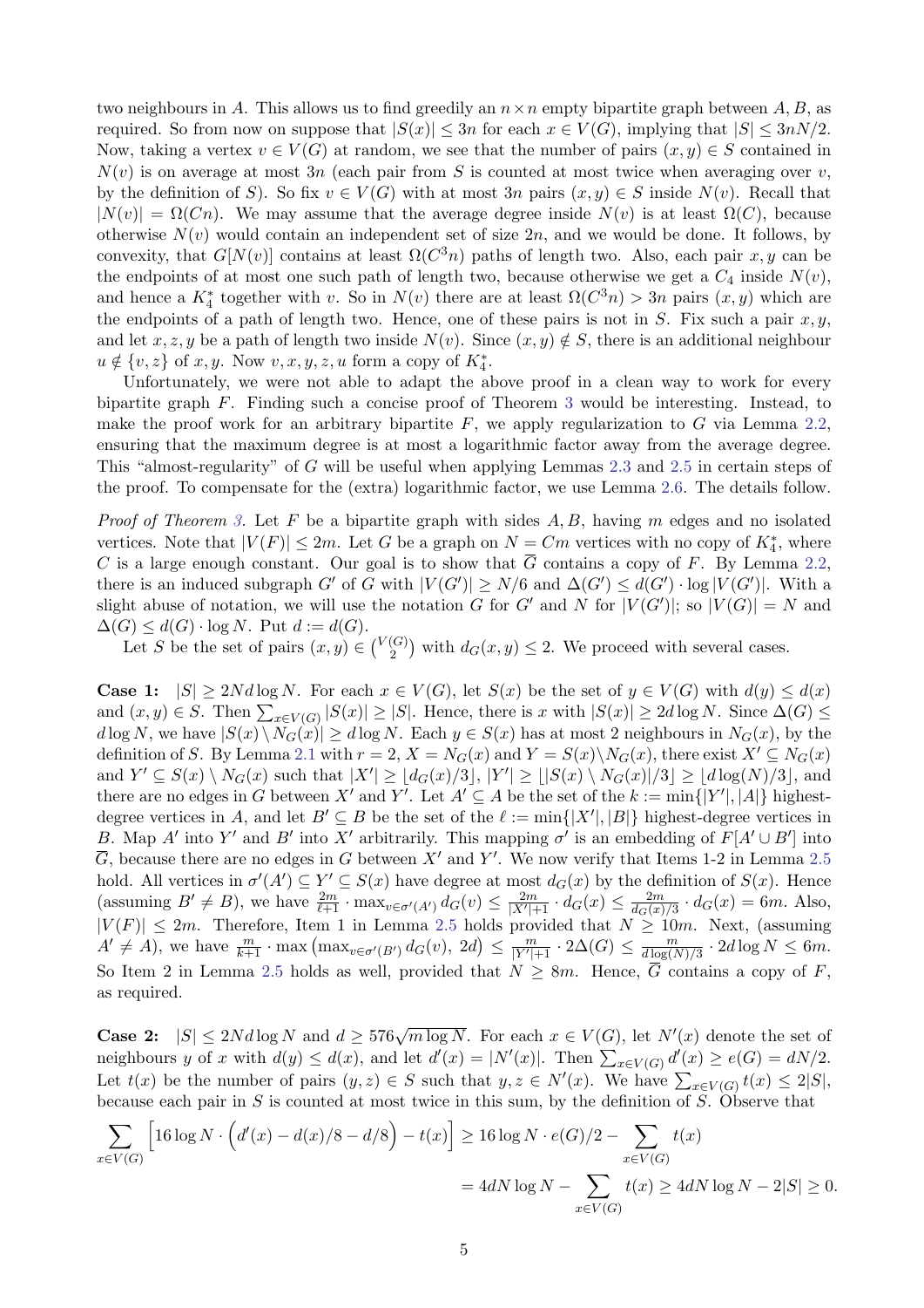two neighbours in $A$. This allows us to find greedily an $n \times n$ empty bipartite graph between $A, B$, as required. So from now on suppose that $|S(x)| \leq 3n$ for each $x \in V(G)$, implying that $|S| \leq 3nN/2$. Now, taking a vertex $v \in V(G)$ at random, we see that the number of pairs $(x, y) \in S$ contained in $N(v)$ is on average at most $3n$ (each pair from $S$ is counted at most twice when averaging over $v$, by the definition of $S$). So fix $v \in V(G)$ with at most $3n$ pairs $(x, y) \in S$ inside $N(v)$. Recall that $|N(v)| = \Omega(Cn)$. We may assume that the average degree inside $N(v)$ is at least $\Omega(C)$, because otherwise $N(v)$ would contain an independent set of size $2n$, and we would be done. It follows, by convexity, that $G[N(v)]$ contains at least $\Omega(C^3 n)$ paths of length two. Also, each pair $x, y$ can be the endpoints of at most one such path of length two, because otherwise we get a $C_4$ inside $N(v)$, and hence a $K_4^*$ together with $v$. So in $N(v)$ there are at least $\Omega(C^3 n) > 3n$ pairs $(x, y)$ which are the endpoints of a path of length two. Hence, one of these pairs is not in $S$. Fix such a pair $x, y$, and let $x, z, y$ be a path of length two inside $N(v)$. Since $(x, y) \notin S$, there is an additional neighbour $u \notin \{v, z\}$ of $x, y$. Now $v, x, y, z, u$ form a copy of $K_4^*$.

Unfortunately, we were not able to adapt the above proof in a clean way to work for every bipartite graph $F$. Finding such a concise proof of Theorem 3 would be interesting. Instead, to make the proof work for an arbitrary bipartite $F$, we apply regularization to $G$ via Lemma 2.2, ensuring that the maximum degree is at most a logarithmic factor away from the average degree. This "almost-regularity" of $G$ will be useful when applying Lemmas 2.3 and 2.5 in certain steps of the proof. To compensate for the (extra) logarithmic factor, we use Lemma 2.6. The details follow.

*Proof of Theorem 3.* Let $F$ be a bipartite graph with sides $A, B$, having $m$ edges and no isolated vertices. Note that $|V(F)| \leq 2m$. Let $G$ be a graph on $N = Cm$ vertices with no copy of $K_4^*$, where $C$ is a large enough constant. Our goal is to show that $\overline{G}$ contains a copy of $F$. By Lemma 2.2, there is an induced subgraph $G'$ of $G$ with $|V(G')| \geq N/6$ and $\Delta(G') \leq d(G') \cdot \log |V(G')|$. With a slight abuse of notation, we will use the notation $G$ for $G'$ and $N$ for $|V(G')|$; so $|V(G)| = N$ and $\Delta(G) \leq d(G) \cdot \log N$. Put $d := d(G)$.

Let $S$ be the set of pairs $(x, y) \in \binom{V(G)}{2}$ with $d_G(x, y) \leq 2$. We proceed with several cases.

**Case 1:** $|S| \geq 2Nd \log N$. For each $x \in V(G)$, let $S(x)$ be the set of $y \in V(G)$ with $d(y) \leq d(x)$ and $(x, y) \in S$. Then $\sum_{x \in V(G)} |S(x)| \geq |S|$. Hence, there is $x$ with $|S(x)| \geq 2d \log N$. Since $\Delta(G) \leq d \log N$, we have $|S(x) \setminus N_G(x)| \geq d \log N$. Each $y \in S(x)$ has at most 2 neighbours in $N_G(x)$, by the definition of $S$. By Lemma 2.1 with $r = 2$, $X = N_G(x)$ and $Y = S(x) \setminus N_G(x)$, there exist $X' \subseteq N_G(x)$ and $Y' \subseteq S(x) \setminus N_G(x)$ such that $|X'| \geq \lfloor d_G(x)/3 \rfloor$, $|Y'| \geq \lfloor |S(x) \setminus N_G(x)|/3 \rfloor \geq \lfloor d \log(N)/3 \rfloor$, and there are no edges in $G$ between $X'$ and $Y'$. Let $A' \subseteq A$ be the set of the $k := \min\{|Y'|, |A|\}$ highest-degree vertices in $A$, and let $B' \subseteq B$ be the set of the $\ell := \min\{|X'|, |B|\}$ highest-degree vertices in $B$. Map $A'$ into $Y'$ and $B'$ into $X'$ arbitrarily. This mapping $\sigma'$ is an embedding of $F[A' \cup B']$ into $\overline{G}$, because there are no edges in $G$ between $X'$ and $Y'$. We now verify that Items 1-2 in Lemma 2.5 hold. All vertices in $\sigma'(A') \subseteq Y' \subseteq S(x)$ have degree at most $d_G(x)$ by the definition of $S(x)$. Hence (assuming $B' \neq B$), we have $\frac{2m}{\ell+1} \cdot \max_{v \in \sigma'(A')} d_G(v) \leq \frac{2m}{|X'|+1} \cdot d_G(x) \leq \frac{2m}{d_G(x)/3} \cdot d_G(x) = 6m$. Also, $|V(F)| \leq 2m$. Therefore, Item 1 in Lemma 2.5 holds provided that $N \geq 10m$. Next, (assuming $A' \neq A$), we have $\frac{m}{k+1} \cdot \max\left(\max_{v \in \sigma'(B')} d_G(v),\ 2d\right) \leq \frac{m}{|Y'|+1} \cdot 2\Delta(G) \leq \frac{m}{d \log(N)/3} \cdot 2d \log N \leq 6m$. So Item 2 in Lemma 2.5 holds as well, provided that $N \geq 8m$. Hence, $\overline{G}$ contains a copy of $F$, as required.

**Case 2:** $|S| \leq 2Nd \log N$ and $d \geq 576\sqrt{m \log N}$. For each $x \in V(G)$, let $N'(x)$ denote the set of neighbours $y$ of $x$ with $d(y) \leq d(x)$, and let $d'(x) = |N'(x)|$. Then $\sum_{x \in V(G)} d'(x) \geq e(G) = dN/2$. Let $t(x)$ be the number of pairs $(y, z) \in S$ such that $y, z \in N'(x)$. We have $\sum_{x \in V(G)} t(x) \leq 2|S|$, because each pair in $S$ is counted at most twice in this sum, by the definition of $S$. Observe that

$$\sum_{x \in V(G)} \left[16 \log N \cdot \left(d'(x) - d(x)/8 - d/8\right) - t(x)\right] \geq 16 \log N \cdot e(G)/2 - \sum_{x \in V(G)} t(x)$$
$$= 4dN \log N - \sum_{x \in V(G)} t(x) \geq 4dN \log N - 2|S| \geq 0.$$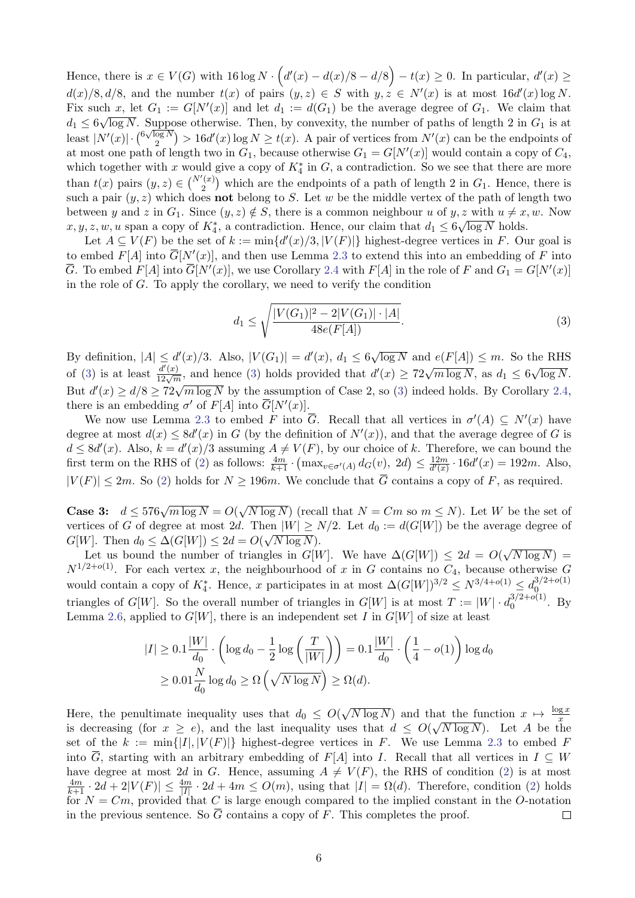Hence, there is $x \in V(G)$ with $16 \log N \cdot \left(d'(x) - d(x)/8 - d/8\right) - t(x) \geq 0$. In particular, $d'(x) \geq d(x)/8, d/8$, and the number $t(x)$ of pairs $(y,z) \in S$ with $y, z \in N'(x)$ is at most $16d'(x)\log N$. Fix such $x$, let $G_1 := G[N'(x)]$ and let $d_1 := d(G_1)$ be the average degree of $G_1$. We claim that $d_1 \leq 6\sqrt{\log N}$. Suppose otherwise. Then, by convexity, the number of paths of length 2 in $G_1$ is at least $|N'(x)| \cdot \binom{6\sqrt{\log N}}{2} > 16d'(x)\log N \geq t(x)$. A pair of vertices from $N'(x)$ can be the endpoints of at most one path of length two in $G_1$, because otherwise $G_1 = G[N'(x)]$ would contain a copy of $C_4$, which together with $x$ would give a copy of $K_4^*$ in $G$, a contradiction. So we see that there are more than $t(x)$ pairs $(y,z) \in \binom{N'(x)}{2}$ which are the endpoints of a path of length 2 in $G_1$. Hence, there is such a pair $(y,z)$ which does **not** belong to $S$. Let $w$ be the middle vertex of the path of length two between $y$ and $z$ in $G_1$. Since $(y,z) \notin S$, there is a common neighbour $u$ of $y,z$ with $u \neq x, w$. Now $x, y, z, w, u$ span a copy of $K_4^*$, a contradiction. Hence, our claim that $d_1 \leq 6\sqrt{\log N}$ holds.

Let $A \subseteq V(F)$ be the set of $k := \min\{d'(x)/3, |V(F)|\}$ highest-degree vertices in $F$. Our goal is to embed $F[A]$ into $\overline{G}[N'(x)]$, and then use Lemma 2.3 to extend this into an embedding of $F$ into $\overline{G}$. To embed $F[A]$ into $\overline{G}[N'(x)]$, we use Corollary 2.4 with $F[A]$ in the role of $F$ and $G_1 = G[N'(x)]$ in the role of $G$. To apply the corollary, we need to verify the condition

$$d_1 \leq \sqrt{\frac{|V(G_1)|^2 - 2|V(G_1)| \cdot |A|}{48e(F[A])}}. \tag{3}$$

By definition, $|A| \leq d'(x)/3$. Also, $|V(G_1)| = d'(x)$, $d_1 \leq 6\sqrt{\log N}$ and $e(F[A]) \leq m$. So the RHS of (3) is at least $\frac{d'(x)}{12\sqrt{m}}$, and hence (3) holds provided that $d'(x) \geq 72\sqrt{m \log N}$, as $d_1 \leq 6\sqrt{\log N}$. But $d'(x) \geq d/8 \geq 72\sqrt{m \log N}$ by the assumption of Case 2, so (3) indeed holds. By Corollary 2.4, there is an embedding $\sigma'$ of $F[A]$ into $\overline{G}[N'(x)]$.

We now use Lemma 2.3 to embed $F$ into $\overline{G}$. Recall that all vertices in $\sigma'(A) \subseteq N'(x)$ have degree at most $d(x) \leq 8d'(x)$ in $G$ (by the definition of $N'(x)$), and that the average degree of $G$ is $d \leq 8d'(x)$. Also, $k = d'(x)/3$ assuming $A \neq V(F)$, by our choice of $k$. Therefore, we can bound the first term on the RHS of (2) as follows: $\frac{4m}{k+1} \cdot \left(\max_{v \in \sigma'(A)} d_G(v),\ 2d\right) \leq \frac{12m}{d'(x)} \cdot 16d'(x) = 192m$. Also, $|V(F)| \leq 2m$. So (2) holds for $N \geq 196m$. We conclude that $\overline{G}$ contains a copy of $F$, as required.

**Case 3:** $d \leq 576\sqrt{m \log N} = O(\sqrt{N \log N})$ (recall that $N = Cm$ so $m \leq N$). Let $W$ be the set of vertices of $G$ of degree at most $2d$. Then $|W| \geq N/2$. Let $d_0 := d(G[W])$ be the average degree of $G[W]$. Then $d_0 \leq \Delta(G[W]) \leq 2d = O(\sqrt{N \log N})$.

Let us bound the number of triangles in $G[W]$. We have $\Delta(G[W]) \leq 2d = O(\sqrt{N \log N}) = N^{1/2+o(1)}$. For each vertex $x$, the neighbourhood of $x$ in $G$ contains no $C_4$, because otherwise $G$ would contain a copy of $K_4^*$. Hence, $x$ participates in at most $\Delta(G[W])^{3/2} \leq N^{3/4+o(1)} \leq d_0^{3/2+o(1)}$ triangles of $G[W]$. So the overall number of triangles in $G[W]$ is at most $T := |W| \cdot d_0^{3/2+o(1)}$. By Lemma 2.6, applied to $G[W]$, there is an independent set $I$ in $G[W]$ of size at least

$$\begin{aligned}
|I| &\geq 0.1\frac{|W|}{d_0} \cdot \left(\log d_0 - \frac{1}{2}\log\left(\frac{T}{|W|}\right)\right) = 0.1\frac{|W|}{d_0} \cdot \left(\frac{1}{4} - o(1)\right)\log d_0 \\
&\geq 0.01\frac{N}{d_0}\log d_0 \geq \Omega\left(\sqrt{N \log N}\right) \geq \Omega(d).
\end{aligned}$$

Here, the penultimate inequality uses that $d_0 \leq O(\sqrt{N \log N})$ and that the function $x \mapsto \frac{\log x}{x}$ is decreasing (for $x \geq e$), and the last inequality uses that $d \leq O(\sqrt{N \log N})$. Let $A$ be the set of the $k := \min\{|I|, |V(F)|\}$ highest-degree vertices in $F$. We use Lemma 2.3 to embed $F$ into $\overline{G}$, starting with an arbitrary embedding of $F[A]$ into $I$. Recall that all vertices in $I \subseteq W$ have degree at most $2d$ in $G$. Hence, assuming $A \neq V(F)$, the RHS of condition (2) is at most $\frac{4m}{k+1} \cdot 2d + 2|V(F)| \leq \frac{4m}{|I|} \cdot 2d + 4m \leq O(m)$, using that $|I| = \Omega(d)$. Therefore, condition (2) holds for $N = Cm$, provided that $C$ is large enough compared to the implied constant in the $O$-notation in the previous sentence. So $\overline{G}$ contains a copy of $F$. This completes the proof. $\square$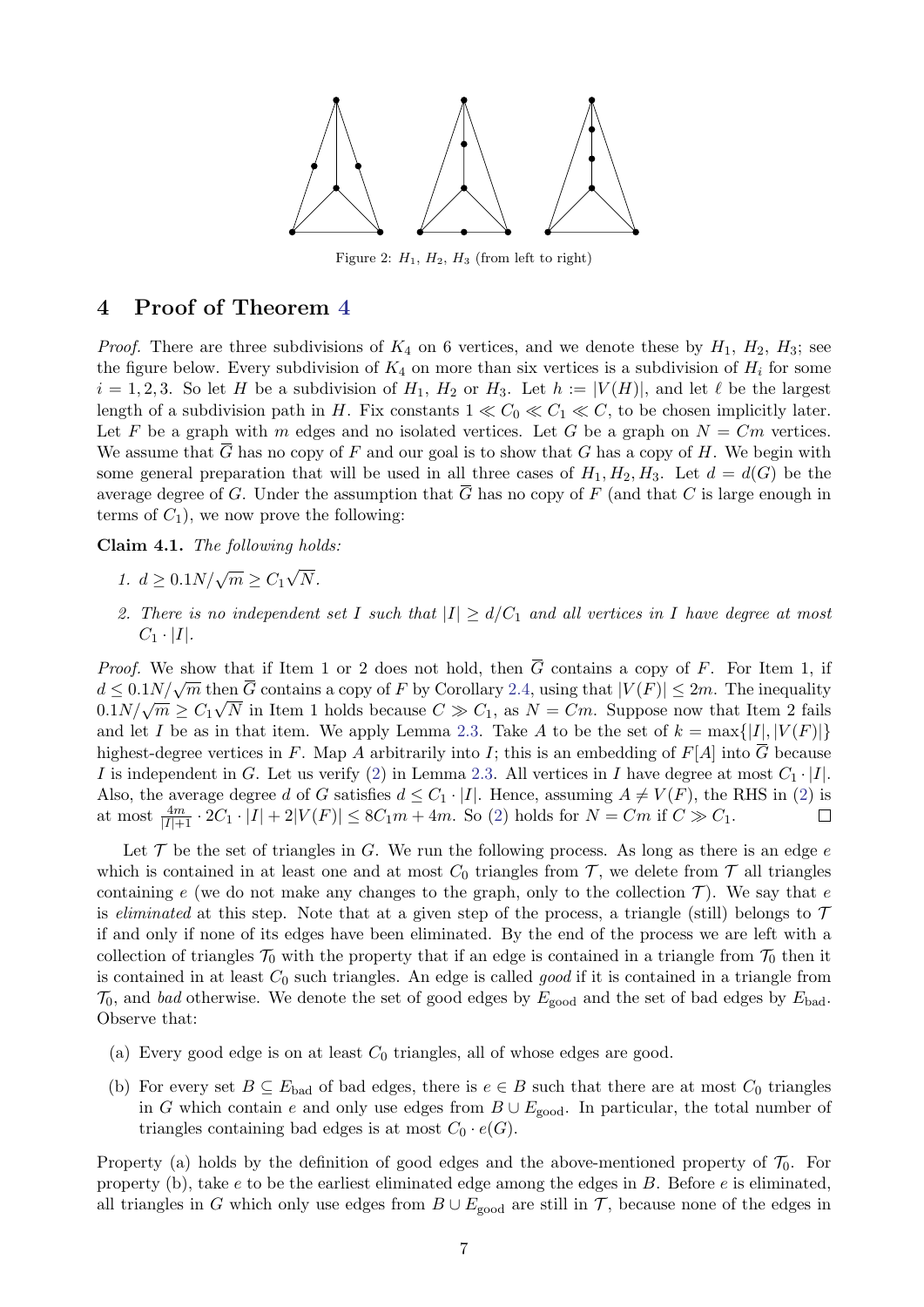Figure 2: $H_1$, $H_2$, $H_3$ (from left to right)

# 4 Proof of Theorem 4

*Proof.* There are three subdivisions of $K_4$ on 6 vertices, and we denote these by $H_1$, $H_2$, $H_3$; see the figure below. Every subdivision of $K_4$ on more than six vertices is a subdivision of $H_i$ for some $i = 1, 2, 3$. So let $H$ be a subdivision of $H_1$, $H_2$ or $H_3$. Let $h := |V(H)|$, and let $\ell$ be the largest length of a subdivision path in $H$. Fix constants $1 \ll C_0 \ll C_1 \ll C$, to be chosen implicitly later. Let $F$ be a graph with $m$ edges and no isolated vertices. Let $G$ be a graph on $N = Cm$ vertices. We assume that $\overline{G}$ has no copy of $F$ and our goal is to show that $G$ has a copy of $H$. We begin with some general preparation that will be used in all three cases of $H_1, H_2, H_3$. Let $d = d(G)$ be the average degree of $G$. Under the assumption that $\overline{G}$ has no copy of $F$ (and that $C$ is large enough in terms of $C_1$), we now prove the following:

**Claim 4.1.** *The following holds:*

1. $d \geq 0.1N/\sqrt{m} \geq C_1\sqrt{N}$.
2. *There is no independent set $I$ such that $|I| \geq d/C_1$ and all vertices in $I$ have degree at most $C_1 \cdot |I|$.*

*Proof.* We show that if Item 1 or 2 does not hold, then $\overline{G}$ contains a copy of $F$. For Item 1, if $d \leq 0.1N/\sqrt{m}$ then $\overline{G}$ contains a copy of $F$ by Corollary 2.4, using that $|V(F)| \leq 2m$. The inequality $0.1N/\sqrt{m} \geq C_1\sqrt{N}$ in Item 1 holds because $C \gg C_1$, as $N = Cm$. Suppose now that Item 2 fails and let $I$ be as in that item. We apply Lemma 2.3. Take $A$ to be the set of $k = \max\{|I|, |V(F)|\}$ highest-degree vertices in $F$. Map $A$ arbitrarily into $I$; this is an embedding of $F[A]$ into $\overline{G}$ because $I$ is independent in $G$. Let us verify (2) in Lemma 2.3. All vertices in $I$ have degree at most $C_1 \cdot |I|$. Also, the average degree $d$ of $G$ satisfies $d \leq C_1 \cdot |I|$. Hence, assuming $A \neq V(F)$, the RHS in (2) is at most $\frac{4m}{|I|+1} \cdot 2C_1 \cdot |I| + 2|V(F)| \leq 8C_1 m + 4m$. So (2) holds for $N = Cm$ if $C \gg C_1$. $\square$

Let $\mathcal{T}$ be the set of triangles in $G$. We run the following process. As long as there is an edge $e$ which is contained in at least one and at most $C_0$ triangles from $\mathcal{T}$, we delete from $\mathcal{T}$ all triangles containing $e$ (we do not make any changes to the graph, only to the collection $\mathcal{T}$). We say that $e$ is *eliminated* at this step. Note that at a given step of the process, a triangle (still) belongs to $\mathcal{T}$ if and only if none of its edges have been eliminated. By the end of the process we are left with a collection of triangles $\mathcal{T}_0$ with the property that if an edge is contained in a triangle from $\mathcal{T}_0$ then it is contained in at least $C_0$ such triangles. An edge is called *good* if it is contained in a triangle from $\mathcal{T}_0$, and *bad* otherwise. We denote the set of good edges by $E_{\text{good}}$ and the set of bad edges by $E_{\text{bad}}$. Observe that:

(a) Every good edge is on at least $C_0$ triangles, all of whose edges are good.

(b) For every set $B \subseteq E_{\text{bad}}$ of bad edges, there is $e \in B$ such that there are at most $C_0$ triangles in $G$ which contain $e$ and only use edges from $B \cup E_{\text{good}}$. In particular, the total number of triangles containing bad edges is at most $C_0 \cdot e(G)$.

Property (a) holds by the definition of good edges and the above-mentioned property of $\mathcal{T}_0$. For property (b), take $e$ to be the earliest eliminated edge among the edges in $B$. Before $e$ is eliminated, all triangles in $G$ which only use edges from $B \cup E_{\text{good}}$ are still in $\mathcal{T}$, because none of the edges in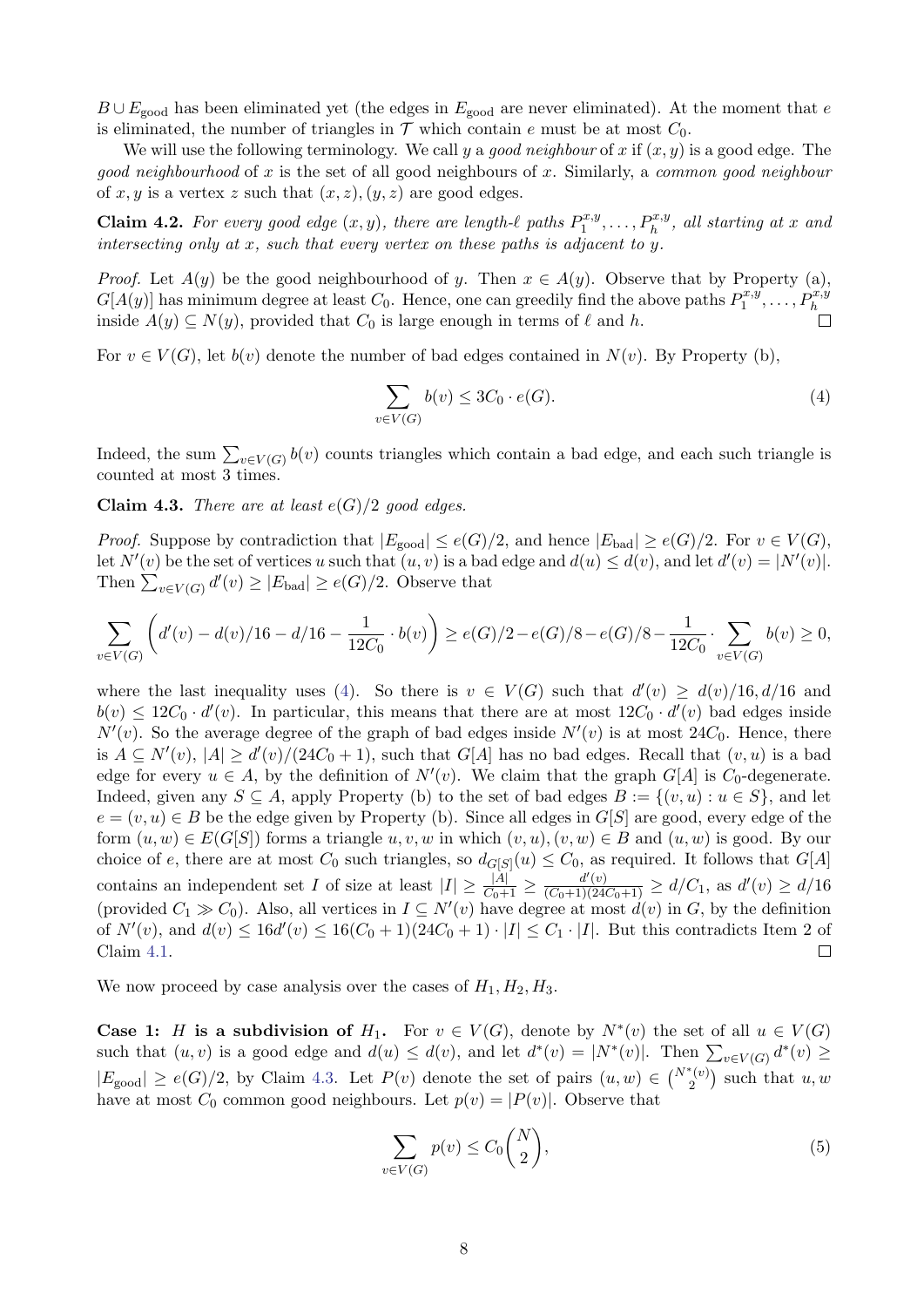$B \cup E_{\text{good}}$ has been eliminated yet (the edges in $E_{\text{good}}$ are never eliminated). At the moment that $e$ is eliminated, the number of triangles in $\mathcal{T}$ which contain $e$ must be at most $C_0$.

We will use the following terminology. We call $y$ a *good neighbour* of $x$ if $(x, y)$ is a good edge. The *good neighbourhood* of $x$ is the set of all good neighbours of $x$. Similarly, a *common good neighbour* of $x, y$ is a vertex $z$ such that $(x, z), (y, z)$ are good edges.

**Claim 4.2.** *For every good edge $(x, y)$, there are length-$\ell$ paths $P_1^{x,y}, \dots, P_h^{x,y}$, all starting at $x$ and intersecting only at $x$, such that every vertex on these paths is adjacent to $y$.*

*Proof.* Let $A(y)$ be the good neighbourhood of $y$. Then $x \in A(y)$. Observe that by Property (a), $G[A(y)]$ has minimum degree at least $C_0$. Hence, one can greedily find the above paths $P_1^{x,y}, \dots, P_h^{x,y}$ inside $A(y) \subseteq N(y)$, provided that $C_0$ is large enough in terms of $\ell$ and $h$. $\square$

For $v \in V(G)$, let $b(v)$ denote the number of bad edges contained in $N(v)$. By Property (b),

$$\sum_{v \in V(G)} b(v) \leq 3C_0 \cdot e(G). \tag{4}$$

Indeed, the sum $\sum_{v \in V(G)} b(v)$ counts triangles which contain a bad edge, and each such triangle is counted at most 3 times.

**Claim 4.3.** *There are at least $e(G)/2$ good edges.*

*Proof.* Suppose by contradiction that $|E_{\text{good}}| \leq e(G)/2$, and hence $|E_{\text{bad}}| \geq e(G)/2$. For $v \in V(G)$, let $N'(v)$ be the set of vertices $u$ such that $(u, v)$ is a bad edge and $d(u) \leq d(v)$, and let $d'(v) = |N'(v)|$. Then $\sum_{v \in V(G)} d'(v) \geq |E_{\text{bad}}| \geq e(G)/2$. Observe that

$$\sum_{v \in V(G)} \left( d'(v) - d(v)/16 - d/16 - \frac{1}{12C_0} \cdot b(v) \right) \geq e(G)/2 - e(G)/8 - e(G)/8 - \frac{1}{12C_0} \cdot \sum_{v \in V(G)} b(v) \geq 0,$$

where the last inequality uses (4). So there is $v \in V(G)$ such that $d'(v) \geq d(v)/16, d/16$ and $b(v) \leq 12C_0 \cdot d'(v)$. In particular, this means that there are at most $12C_0 \cdot d'(v)$ bad edges inside $N'(v)$. So the average degree of the graph of bad edges inside $N'(v)$ is at most $24C_0$. Hence, there is $A \subseteq N'(v)$, $|A| \geq d'(v)/(24C_0 + 1)$, such that $G[A]$ has no bad edges. Recall that $(v, u)$ is a bad edge for every $u \in A$, by the definition of $N'(v)$. We claim that the graph $G[A]$ is $C_0$-degenerate. Indeed, given any $S \subseteq A$, apply Property (b) to the set of bad edges $B := \{(v, u) : u \in S\}$, and let $e = (v, u) \in B$ be the edge given by Property (b). Since all edges in $G[S]$ are good, every edge of the form $(u, w) \in E(G[S])$ forms a triangle $u, v, w$ in which $(v, u), (v, w) \in B$ and $(u, w)$ is good. By our choice of $e$, there are at most $C_0$ such triangles, so $d_{G[S]}(u) \leq C_0$, as required. It follows that $G[A]$ contains an independent set $I$ of size at least $|I| \geq \frac{|A|}{C_0+1} \geq \frac{d'(v)}{(C_0+1)(24C_0+1)} \geq d/C_1$, as $d'(v) \geq d/16$ (provided $C_1 \gg C_0$). Also, all vertices in $I \subseteq N'(v)$ have degree at most $d(v)$ in $G$, by the definition of $N'(v)$, and $d(v) \leq 16d'(v) \leq 16(C_0 + 1)(24C_0 + 1) \cdot |I| \leq C_1 \cdot |I|$. But this contradicts Item 2 of Claim 4.1. $\square$

We now proceed by case analysis over the cases of $H_1, H_2, H_3$.

**Case 1: $H$ is a subdivision of $H_1$.** For $v \in V(G)$, denote by $N^*(v)$ the set of all $u \in V(G)$ such that $(u, v)$ is a good edge and $d(u) \leq d(v)$, and let $d^*(v) = |N^*(v)|$. Then $\sum_{v \in V(G)} d^*(v) \geq |E_{\text{good}}| \geq e(G)/2$, by Claim 4.3. Let $P(v)$ denote the set of pairs $(u, w) \in \binom{N^*(v)}{2}$ such that $u, w$ have at most $C_0$ common good neighbours. Let $p(v) = |P(v)|$. Observe that

$$\sum_{v \in V(G)} p(v) \leq C_0 \binom{N}{2}, \tag{5}$$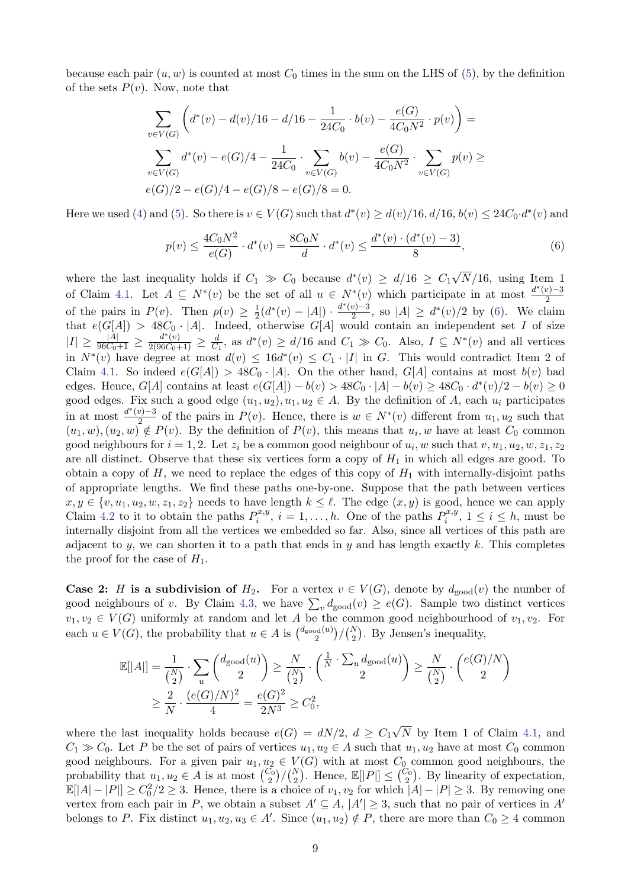because each pair $(u, w)$ is counted at most $C_0$ times in the sum on the LHS of (5), by the definition of the sets $P(v)$. Now, note that

$$
\sum_{v \in V(G)} \left( d^*(v) - d(v)/16 - d/16 - \frac{1}{24C_0} \cdot b(v) - \frac{e(G)}{4C_0 N^2} \cdot p(v) \right) =
$$
$$
\sum_{v \in V(G)} d^*(v) - e(G)/4 - \frac{1}{24C_0} \cdot \sum_{v \in V(G)} b(v) - \frac{e(G)}{4C_0 N^2} \cdot \sum_{v \in V(G)} p(v) \geq
$$
$$
e(G)/2 - e(G)/4 - e(G)/8 - e(G)/8 = 0.
$$

Here we used (4) and (5). So there is $v \in V(G)$ such that $d^*(v) \geq d(v)/16, d/16$, $b(v) \leq 24C_0 \cdot d^*(v)$ and

$$
p(v) \leq \frac{4C_0 N^2}{e(G)} \cdot d^*(v) = \frac{8C_0 N}{d} \cdot d^*(v) \leq \frac{d^*(v) \cdot (d^*(v) - 3)}{8}, \tag{6}
$$

where the last inequality holds if $C_1 \gg C_0$ because $d^*(v) \geq d/16 \geq C_1\sqrt{N}/16$, using Item 1 of Claim 4.1. Let $A \subseteq N^*(v)$ be the set of all $u \in N^*(v)$ which participate in at most $\frac{d^*(v)-3}{2}$ of the pairs in $P(v)$. Then $p(v) \geq \frac{1}{2}(d^*(v) - |A|) \cdot \frac{d^*(v)-3}{2}$, so $|A| \geq d^*(v)/2$ by (6). We claim that $e(G[A]) > 48C_0 \cdot |A|$. Indeed, otherwise $G[A]$ would contain an independent set $I$ of size $|I| \geq \frac{|A|}{96C_0+1} \geq \frac{d^*(v)}{2(96C_0+1)} \geq \frac{d}{C_1}$, as $d^*(v) \geq d/16$ and $C_1 \gg C_0$. Also, $I \subseteq N^*(v)$ and all vertices in $N^*(v)$ have degree at most $d(v) \leq 16d^*(v) \leq C_1 \cdot |I|$ in $G$. This would contradict Item 2 of Claim 4.1. So indeed $e(G[A]) > 48C_0 \cdot |A|$. On the other hand, $G[A]$ contains at most $b(v)$ bad edges. Hence, $G[A]$ contains at least $e(G[A]) - b(v) > 48C_0 \cdot |A| - b(v) \geq 48C_0 \cdot d^*(v)/2 - b(v) \geq 0$ good edges. Fix such a good edge $(u_1, u_2), u_1, u_2 \in A$. By the definition of $A$, each $u_i$ participates in at most $\frac{d^*(v)-3}{2}$ of the pairs in $P(v)$. Hence, there is $w \in N^*(v)$ different from $u_1, u_2$ such that $(u_1, w), (u_2, w) \notin P(v)$. By the definition of $P(v)$, this means that $u_i, w$ have at least $C_0$ common good neighbours for $i = 1, 2$. Let $z_i$ be a common good neighbour of $u_i, w$ such that $v, u_1, u_2, w, z_1, z_2$ are all distinct. Observe that these six vertices form a copy of $H_1$ in which all edges are good. To obtain a copy of $H$, we need to replace the edges of this copy of $H_1$ with internally-disjoint paths of appropriate lengths. We find these paths one-by-one. Suppose that the path between vertices $x, y \in \{v, u_1, u_2, w, z_1, z_2\}$ needs to have length $k \leq \ell$. The edge $(x, y)$ is good, hence we can apply Claim 4.2 to it to obtain the paths $P_i^{x,y}$, $i = 1, \dots, h$. One of the paths $P_i^{x,y}$, $1 \leq i \leq h$, must be internally disjoint from all the vertices we embedded so far. Also, since all vertices of this path are adjacent to $y$, we can shorten it to a path that ends in $y$ and has length exactly $k$. This completes the proof for the case of $H_1$.

**Case 2: $H$ is a subdivision of $H_2$.** For a vertex $v \in V(G)$, denote by $d_{\text{good}}(v)$ the number of good neighbours of $v$. By Claim 4.3, we have $\sum_v d_{\text{good}}(v) \geq e(G)$. Sample two distinct vertices $v_1, v_2 \in V(G)$ uniformly at random and let $A$ be the common good neighbourhood of $v_1, v_2$. For each $u \in V(G)$, the probability that $u \in A$ is $\binom{d_{\text{good}}(u)}{2} / \binom{N}{2}$. By Jensen's inequality,

$$
\mathbb{E}[|A|] = \frac{1}{\binom{N}{2}} \cdot \sum_u \binom{d_{\text{good}}(u)}{2} \geq \frac{N}{\binom{N}{2}} \cdot \binom{\frac{1}{N} \cdot \sum_u d_{\text{good}}(u)}{2} \geq \frac{N}{\binom{N}{2}} \cdot \binom{e(G)/N}{2}
$$
$$
\geq \frac{2}{N} \cdot \frac{(e(G)/N)^2}{4} = \frac{e(G)^2}{2N^3} \geq C_0^2,
$$

where the last inequality holds because $e(G) = dN/2$, $d \geq C_1\sqrt{N}$ by Item 1 of Claim 4.1, and $C_1 \gg C_0$. Let $P$ be the set of pairs of vertices $u_1, u_2 \in A$ such that $u_1, u_2$ have at most $C_0$ common good neighbours. For a given pair $u_1, u_2 \in V(G)$ with at most $C_0$ common good neighbours, the probability that $u_1, u_2 \in A$ is at most $\binom{C_0}{2} / \binom{N}{2}$. Hence, $\mathbb{E}[|P|] \leq \binom{C_0}{2}$. By linearity of expectation, $\mathbb{E}[|A| - |P|] \geq C_0^2/2 \geq 3$. Hence, there is a choice of $v_1, v_2$ for which $|A| - |P| \geq 3$. By removing one vertex from each pair in $P$, we obtain a subset $A' \subseteq A$, $|A'| \geq 3$, such that no pair of vertices in $A'$ belongs to $P$. Fix distinct $u_1, u_2, u_3 \in A'$. Since $(u_1, u_2) \notin P$, there are more than $C_0 \geq 4$ common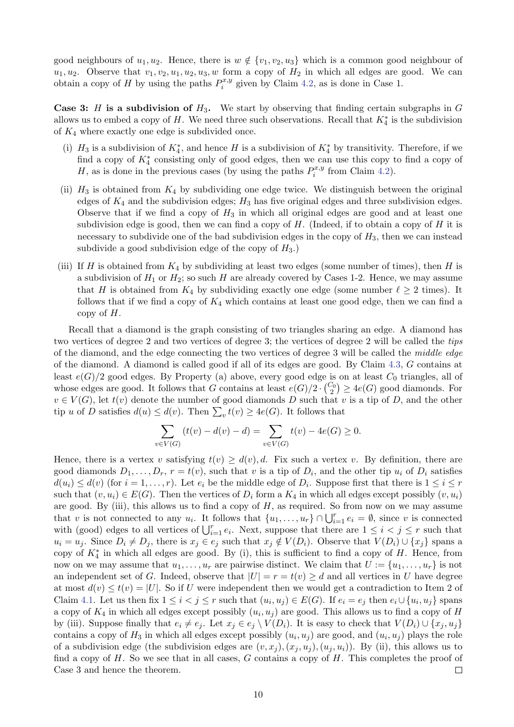good neighbours of $u_1, u_2$. Hence, there is $w \notin \{v_1, v_2, u_3\}$ which is a common good neighbour of $u_1, u_2$. Observe that $v_1, v_2, u_1, u_2, u_3, w$ form a copy of $H_2$ in which all edges are good. We can obtain a copy of $H$ by using the paths $P_i^{x,y}$ given by Claim 4.2, as is done in Case 1.

**Case 3: $H$ is a subdivision of $H_3$.** We start by observing that finding certain subgraphs in $G$ allows us to embed a copy of $H$. We need three such observations. Recall that $K_4^*$ is the subdivision of $K_4$ where exactly one edge is subdivided once.

(i) $H_3$ is a subdivision of $K_4^*$, and hence $H$ is a subdivision of $K_4^*$ by transitivity. Therefore, if we find a copy of $K_4^*$ consisting only of good edges, then we can use this copy to find a copy of $H$, as is done in the previous cases (by using the paths $P_i^{x,y}$ from Claim 4.2).

(ii) $H_3$ is obtained from $K_4$ by subdividing one edge twice. We distinguish between the original edges of $K_4$ and the subdivision edges; $H_3$ has five original edges and three subdivision edges. Observe that if we find a copy of $H_3$ in which all original edges are good and at least one subdivision edge is good, then we can find a copy of $H$. (Indeed, if to obtain a copy of $H$ it is necessary to subdivide one of the bad subdivision edges in the copy of $H_3$, then we can instead subdivide a good subdivision edge of the copy of $H_3$.)

(iii) If $H$ is obtained from $K_4$ by subdividing at least two edges (some number of times), then $H$ is a subdivision of $H_1$ or $H_2$; so such $H$ are already covered by Cases 1-2. Hence, we may assume that $H$ is obtained from $K_4$ by subdividing exactly one edge (some number $\ell \geq 2$ times). It follows that if we find a copy of $K_4$ which contains at least one good edge, then we can find a copy of $H$.

Recall that a diamond is the graph consisting of two triangles sharing an edge. A diamond has two vertices of degree 2 and two vertices of degree 3; the vertices of degree 2 will be called the *tips* of the diamond, and the edge connecting the two vertices of degree 3 will be called the *middle edge* of the diamond. A diamond is called good if all of its edges are good. By Claim 4.3, $G$ contains at least $e(G)/2$ good edges. By Property (a) above, every good edge is on at least $C_0$ triangles, all of whose edges are good. It follows that $G$ contains at least $e(G)/2 \cdot \binom{C_0}{2} \geq 4e(G)$ good diamonds. For $v \in V(G)$, let $t(v)$ denote the number of good diamonds $D$ such that $v$ is a tip of $D$, and the other tip $u$ of $D$ satisfies $d(u) \leq d(v)$. Then $\sum_v t(v) \geq 4e(G)$. It follows that

$$\sum_{v \in V(G)} (t(v) - d(v) - d) = \sum_{v \in V(G)} t(v) - 4e(G) \geq 0.$$

Hence, there is a vertex $v$ satisfying $t(v) \geq d(v), d$. Fix such a vertex $v$. By definition, there are good diamonds $D_1, \ldots, D_r$, $r = t(v)$, such that $v$ is a tip of $D_i$, and the other tip $u_i$ of $D_i$ satisfies $d(u_i) \leq d(v)$ (for $i = 1, \ldots, r$). Let $e_i$ be the middle edge of $D_i$. Suppose first that there is $1 \leq i \leq r$ such that $(v, u_i) \in E(G)$. Then the vertices of $D_i$ form a $K_4$ in which all edges except possibly $(v, u_i)$ are good. By (iii), this allows us to find a copy of $H$, as required. So from now on we may assume that $v$ is not connected to any $u_i$. It follows that $\{u_1, \ldots, u_r\} \cap \bigcup_{i=1}^r e_i = \emptyset$, since $v$ is connected with (good) edges to all vertices of $\bigcup_{i=1}^r e_i$. Next, suppose that there are $1 \leq i < j \leq r$ such that $u_i = u_j$. Since $D_i \neq D_j$, there is $x_j \in e_j$ such that $x_j \notin V(D_i)$. Observe that $V(D_i) \cup \{x_j\}$ spans a copy of $K_4^*$ in which all edges are good. By (i), this is sufficient to find a copy of $H$. Hence, from now on we may assume that $u_1, \ldots, u_r$ are pairwise distinct. We claim that $U := \{u_1, \ldots, u_r\}$ is not an independent set of $G$. Indeed, observe that $|U| = r = t(v) \geq d$ and all vertices in $U$ have degree at most $d(v) \leq t(v) = |U|$. So if $U$ were independent then we would get a contradiction to Item 2 of Claim 4.1. Let us then fix $1 \leq i < j \leq r$ such that $(u_i, u_j) \in E(G)$. If $e_i = e_j$ then $e_i \cup \{u_i, u_j\}$ spans a copy of $K_4$ in which all edges except possibly $(u_i, u_j)$ are good. This allows us to find a copy of $H$ by (iii). Suppose finally that $e_i \neq e_j$. Let $x_j \in e_j \setminus V(D_i)$. It is easy to check that $V(D_i) \cup \{x_j, u_j\}$ contains a copy of $H_3$ in which all edges except possibly $(u_i, u_j)$ are good, and $(u_i, u_j)$ plays the role of a subdivision edge (the subdivision edges are $(v, x_j), (x_j, u_j), (u_j, u_i)$). By (ii), this allows us to find a copy of $H$. So we see that in all cases, $G$ contains a copy of $H$. This completes the proof of Case 3 and hence the theorem. □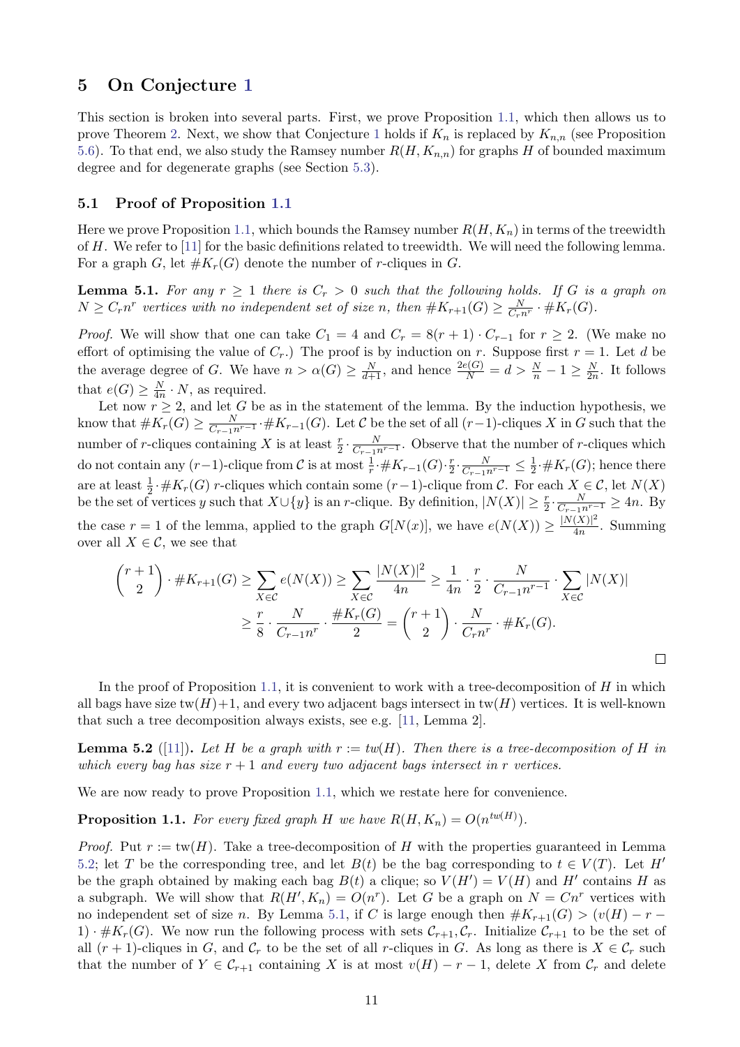## 5 On Conjecture 1

This section is broken into several parts. First, we prove Proposition 1.1, which then allows us to prove Theorem 2. Next, we show that Conjecture 1 holds if $K_n$ is replaced by $K_{n,n}$ (see Proposition 5.6). To that end, we also study the Ramsey number $R(H, K_{n,n})$ for graphs $H$ of bounded maximum degree and for degenerate graphs (see Section 5.3).

### 5.1 Proof of Proposition 1.1

Here we prove Proposition 1.1, which bounds the Ramsey number $R(H, K_n)$ in terms of the treewidth of $H$. We refer to [11] for the basic definitions related to treewidth. We will need the following lemma. For a graph $G$, let $\#K_r(G)$ denote the number of $r$-cliques in $G$.

**Lemma 5.1.** *For any $r \geq 1$ there is $C_r > 0$ such that the following holds. If $G$ is a graph on $N \geq C_r n^r$ vertices with no independent set of size $n$, then $\#K_{r+1}(G) \geq \frac{N}{C_r n^r} \cdot \#K_r(G)$.*

*Proof.* We will show that one can take $C_1 = 4$ and $C_r = 8(r+1) \cdot C_{r-1}$ for $r \geq 2$. (We make no effort of optimising the value of $C_r$.) The proof is by induction on $r$. Suppose first $r = 1$. Let $d$ be the average degree of $G$. We have $n > \alpha(G) \geq \frac{N}{d+1}$, and hence $\frac{2e(G)}{N} = d > \frac{N}{n} - 1 \geq \frac{N}{2n}$. It follows that $e(G) \geq \frac{N}{4n} \cdot N$, as required.

Let now $r \geq 2$, and let $G$ be as in the statement of the lemma. By the induction hypothesis, we know that $\#K_r(G) \geq \frac{N}{C_{r-1}n^{r-1}} \cdot \#K_{r-1}(G)$. Let $\mathcal{C}$ be the set of all $(r-1)$-cliques $X$ in $G$ such that the number of $r$-cliques containing $X$ is at least $\frac{r}{2} \cdot \frac{N}{C_{r-1}n^{r-1}}$. Observe that the number of $r$-cliques which do not contain any $(r-1)$-clique from $\mathcal{C}$ is at most $\frac{1}{r} \cdot \#K_{r-1}(G) \cdot \frac{r}{2} \cdot \frac{N}{C_{r-1}n^{r-1}} \leq \frac{1}{2} \cdot \#K_r(G)$; hence there are at least $\frac{1}{2} \cdot \#K_r(G)$ $r$-cliques which contain some $(r-1)$-clique from $\mathcal{C}$. For each $X \in \mathcal{C}$, let $N(X)$ be the set of vertices $y$ such that $X \cup \{y\}$ is an $r$-clique. By definition, $|N(X)| \geq \frac{r}{2} \cdot \frac{N}{C_{r-1}n^{r-1}} \geq 4n$. By the case $r = 1$ of the lemma, applied to the graph $G[N(x)]$, we have $e(N(X)) \geq \frac{|N(X)|^2}{4n}$. Summing over all $X \in \mathcal{C}$, we see that

$$
\begin{aligned}
\binom{r+1}{2} \cdot \#K_{r+1}(G) &\geq \sum_{X \in \mathcal{C}} e(N(X)) \geq \sum_{X \in \mathcal{C}} \frac{|N(X)|^2}{4n} \geq \frac{1}{4n} \cdot \frac{r}{2} \cdot \frac{N}{C_{r-1}n^{r-1}} \cdot \sum_{X \in \mathcal{C}} |N(X)| \\
&\geq \frac{r}{8} \cdot \frac{N}{C_{r-1}n^r} \cdot \frac{\#K_r(G)}{2} = \binom{r+1}{2} \cdot \frac{N}{C_r n^r} \cdot \#K_r(G).
\end{aligned}
$$

$\square$

In the proof of Proposition 1.1, it is convenient to work with a tree-decomposition of $H$ in which all bags have size $\text{tw}(H)+1$, and every two adjacent bags intersect in $\text{tw}(H)$ vertices. It is well-known that such a tree decomposition always exists, see e.g. [11, Lemma 2].

**Lemma 5.2** ([11]). *Let $H$ be a graph with $r := tw(H)$. Then there is a tree-decomposition of $H$ in which every bag has size $r+1$ and every two adjacent bags intersect in $r$ vertices.*

We are now ready to prove Proposition 1.1, which we restate here for convenience.

**Proposition 1.1.** *For every fixed graph $H$ we have $R(H, K_n) = O(n^{tw(H)})$.*

*Proof.* Put $r := \text{tw}(H)$. Take a tree-decomposition of $H$ with the properties guaranteed in Lemma 5.2; let $T$ be the corresponding tree, and let $B(t)$ be the bag corresponding to $t \in V(T)$. Let $H'$ be the graph obtained by making each bag $B(t)$ a clique; so $V(H') = V(H)$ and $H'$ contains $H$ as a subgraph. We will show that $R(H', K_n) = O(n^r)$. Let $G$ be a graph on $N = Cn^r$ vertices with no independent set of size $n$. By Lemma 5.1, if $C$ is large enough then $\#K_{r+1}(G) > (v(H) - r - 1) \cdot \#K_r(G)$. We now run the following process with sets $\mathcal{C}_{r+1}, \mathcal{C}_r$. Initialize $\mathcal{C}_{r+1}$ to be the set of all $(r+1)$-cliques in $G$, and $\mathcal{C}_r$ to be the set of all $r$-cliques in $G$. As long as there is $X \in \mathcal{C}_r$ such that the number of $Y \in \mathcal{C}_{r+1}$ containing $X$ is at most $v(H) - r - 1$, delete $X$ from $\mathcal{C}_r$ and delete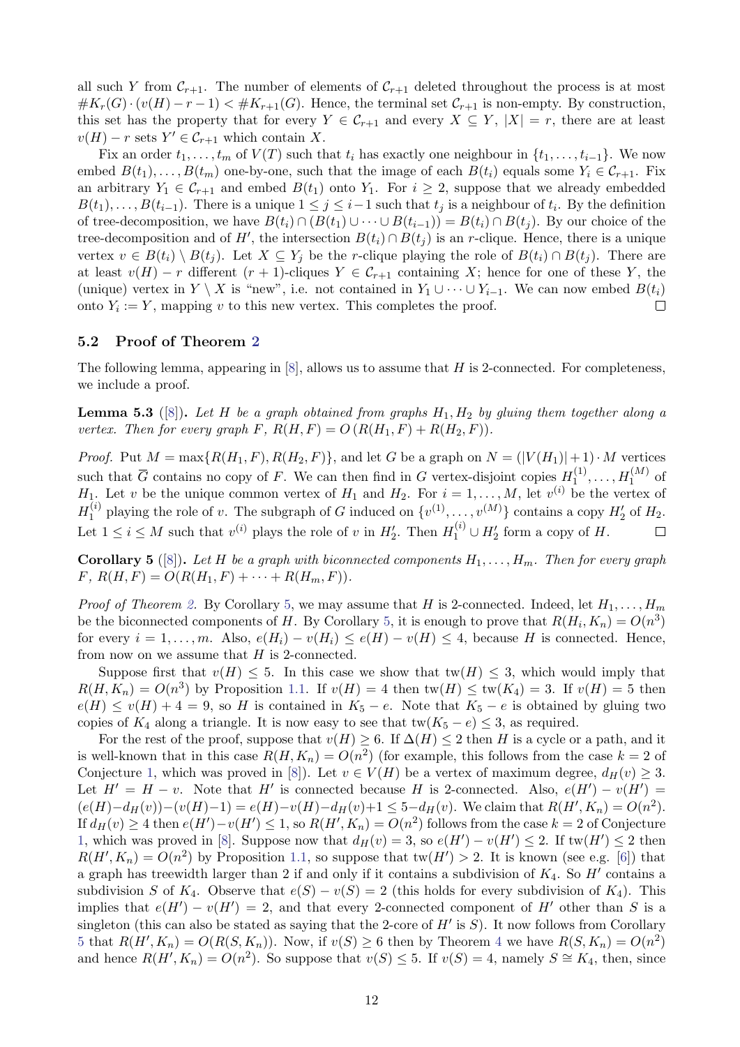all such $Y$ from $\mathcal{C}_{r+1}$. The number of elements of $\mathcal{C}_{r+1}$ deleted throughout the process is at most $\#K_r(G) \cdot (v(H) - r - 1) < \#K_{r+1}(G)$. Hence, the terminal set $\mathcal{C}_{r+1}$ is non-empty. By construction, this set has the property that for every $Y \in \mathcal{C}_{r+1}$ and every $X \subseteq Y$, $|X| = r$, there are at least $v(H) - r$ sets $Y' \in \mathcal{C}_{r+1}$ which contain $X$.

Fix an order $t_1, \dots, t_m$ of $V(T)$ such that $t_i$ has exactly one neighbour in $\{t_1, \dots, t_{i-1}\}$. We now embed $B(t_1), \dots, B(t_m)$ one-by-one, such that the image of each $B(t_i)$ equals some $Y_i \in \mathcal{C}_{r+1}$. Fix an arbitrary $Y_1 \in \mathcal{C}_{r+1}$ and embed $B(t_1)$ onto $Y_1$. For $i \geq 2$, suppose that we already embedded $B(t_1), \dots, B(t_{i-1})$. There is a unique $1 \leq j \leq i-1$ such that $t_j$ is a neighbour of $t_i$. By the definition of tree-decomposition, we have $B(t_i) \cap (B(t_1) \cup \dots \cup B(t_{i-1})) = B(t_i) \cap B(t_j)$. By our choice of the tree-decomposition and of $H'$, the intersection $B(t_i) \cap B(t_j)$ is an $r$-clique. Hence, there is a unique vertex $v \in B(t_i) \setminus B(t_j)$. Let $X \subseteq Y_j$ be the $r$-clique playing the role of $B(t_i) \cap B(t_j)$. There are at least $v(H) - r$ different $(r+1)$-cliques $Y \in \mathcal{C}_{r+1}$ containing $X$; hence for one of these $Y$, the (unique) vertex in $Y \setminus X$ is "new", i.e. not contained in $Y_1 \cup \dots \cup Y_{i-1}$. We can now embed $B(t_i)$ onto $Y_i := Y$, mapping $v$ to this new vertex. This completes the proof. $\square$

### 5.2 Proof of Theorem 2

The following lemma, appearing in [8], allows us to assume that $H$ is 2-connected. For completeness, we include a proof.

**Lemma 5.3** ([8]). *Let $H$ be a graph obtained from graphs $H_1, H_2$ by gluing them together along a vertex. Then for every graph $F$, $R(H, F) = O(R(H_1, F) + R(H_2, F))$.*

*Proof.* Put $M = \max\{R(H_1, F), R(H_2, F)\}$, and let $G$ be a graph on $N = (|V(H_1)| + 1) \cdot M$ vertices such that $\overline{G}$ contains no copy of $F$. We can then find in $G$ vertex-disjoint copies $H_1^{(1)}, \dots, H_1^{(M)}$ of $H_1$. Let $v$ be the unique common vertex of $H_1$ and $H_2$. For $i = 1, \dots, M$, let $v^{(i)}$ be the vertex of $H_1^{(i)}$ playing the role of $v$. The subgraph of $G$ induced on $\{v^{(1)}, \dots, v^{(M)}\}$ contains a copy $H_2'$ of $H_2$. Let $1 \leq i \leq M$ such that $v^{(i)}$ plays the role of $v$ in $H_2'$. Then $H_1^{(i)} \cup H_2'$ form a copy of $H$. $\square$

**Corollary 5** ([8]). *Let $H$ be a graph with biconnected components $H_1, \dots, H_m$. Then for every graph $F$, $R(H, F) = O(R(H_1, F) + \dots + R(H_m, F))$.*

*Proof of Theorem 2.* By Corollary 5, we may assume that $H$ is 2-connected. Indeed, let $H_1, \dots, H_m$ be the biconnected components of $H$. By Corollary 5, it is enough to prove that $R(H_i, K_n) = O(n^3)$ for every $i = 1, \dots, m$. Also, $e(H_i) - v(H_i) \leq e(H) - v(H) \leq 4$, because $H$ is connected. Hence, from now on we assume that $H$ is 2-connected.

Suppose first that $v(H) \leq 5$. In this case we show that $\text{tw}(H) \leq 3$, which would imply that $R(H, K_n) = O(n^3)$ by Proposition 1.1. If $v(H) = 4$ then $\text{tw}(H) \leq \text{tw}(K_4) = 3$. If $v(H) = 5$ then $e(H) \leq v(H) + 4 = 9$, so $H$ is contained in $K_5 - e$. Note that $K_5 - e$ is obtained by gluing two copies of $K_4$ along a triangle. It is now easy to see that $\text{tw}(K_5 - e) \leq 3$, as required.

For the rest of the proof, suppose that $v(H) \geq 6$. If $\Delta(H) \leq 2$ then $H$ is a cycle or a path, and it is well-known that in this case $R(H, K_n) = O(n^2)$ (for example, this follows from the case $k = 2$ of Conjecture 1, which was proved in [8]). Let $v \in V(H)$ be a vertex of maximum degree, $d_H(v) \geq 3$. Let $H' = H - v$. Note that $H'$ is connected because $H$ is 2-connected. Also, $e(H') - v(H') = (e(H) - d_H(v)) - (v(H) - 1) = e(H) - v(H) - d_H(v) + 1 \leq 5 - d_H(v)$. We claim that $R(H', K_n) = O(n^2)$. If $d_H(v) \geq 4$ then $e(H') - v(H') \leq 1$, so $R(H', K_n) = O(n^2)$ follows from the case $k = 2$ of Conjecture 1, which was proved in [8]. Suppose now that $d_H(v) = 3$, so $e(H') - v(H') \leq 2$. If $\text{tw}(H') \leq 2$ then $R(H', K_n) = O(n^2)$ by Proposition 1.1, so suppose that $\text{tw}(H') > 2$. It is known (see e.g. [6]) that a graph has treewidth larger than 2 if and only if it contains a subdivision of $K_4$. So $H'$ contains a subdivision $S$ of $K_4$. Observe that $e(S) - v(S) = 2$ (this holds for every subdivision of $K_4$). This implies that $e(H') - v(H') = 2$, and that every 2-connected component of $H'$ other than $S$ is a singleton (this can also be stated as saying that the 2-core of $H'$ is $S$). It now follows from Corollary 5 that $R(H', K_n) = O(R(S, K_n))$. Now, if $v(S) \geq 6$ then by Theorem 4 we have $R(S, K_n) = O(n^2)$ and hence $R(H', K_n) = O(n^2)$. So suppose that $v(S) \leq 5$. If $v(S) = 4$, namely $S \cong K_4$, then, since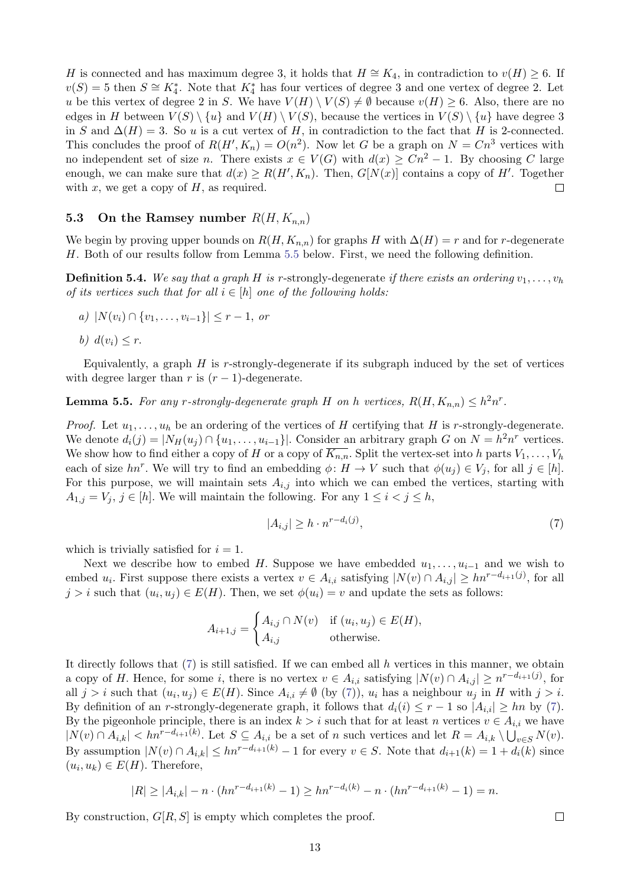$H$ is connected and has maximum degree 3, it holds that $H \cong K_4$, in contradiction to $v(H) \geq 6$. If $v(S) = 5$ then $S \cong K_4^*$. Note that $K_4^*$ has four vertices of degree 3 and one vertex of degree 2. Let $u$ be this vertex of degree 2 in $S$. We have $V(H) \setminus V(S) \neq \emptyset$ because $v(H) \geq 6$. Also, there are no edges in $H$ between $V(S) \setminus \{u\}$ and $V(H) \setminus V(S)$, because the vertices in $V(S) \setminus \{u\}$ have degree 3 in $S$ and $\Delta(H) = 3$. So $u$ is a cut vertex of $H$, in contradiction to the fact that $H$ is 2-connected. This concludes the proof of $R(H', K_n) = O(n^2)$. Now let $G$ be a graph on $N = Cn^3$ vertices with no independent set of size $n$. There exists $x \in V(G)$ with $d(x) \geq Cn^2 - 1$. By choosing $C$ large enough, we can make sure that $d(x) \geq R(H', K_n)$. Then, $G[N(x)]$ contains a copy of $H'$. Together with $x$, we get a copy of $H$, as required. □

### 5.3 On the Ramsey number $R(H, K_{n,n})$

We begin by proving upper bounds on $R(H, K_{n,n})$ for graphs $H$ with $\Delta(H) = r$ and for $r$-degenerate $H$. Both of our results follow from Lemma 5.5 below. First, we need the following definition.

**Definition 5.4.** *We say that a graph $H$ is* $r$-strongly-degenerate *if there exists an ordering $v_1, \ldots, v_h$ of its vertices such that for all $i \in [h]$ one of the following holds:*

*a)* $|N(v_i) \cap \{v_1, \ldots, v_{i-1}\}| \leq r - 1$, *or*

*b)* $d(v_i) \leq r$.

Equivalently, a graph $H$ is $r$-strongly-degenerate if its subgraph induced by the set of vertices with degree larger than $r$ is $(r-1)$-degenerate.

**Lemma 5.5.** *For any $r$-strongly-degenerate graph $H$ on $h$ vertices, $R(H, K_{n,n}) \leq h^2 n^r$.*

*Proof.* Let $u_1, \ldots, u_h$ be an ordering of the vertices of $H$ certifying that $H$ is $r$-strongly-degenerate. We denote $d_i(j) = |N_H(u_j) \cap \{u_1, \ldots, u_{i-1}\}|$. Consider an arbitrary graph $G$ on $N = h^2 n^r$ vertices. We show how to find either a copy of $H$ or a copy of $\overline{K_{n,n}}$. Split the vertex-set into $h$ parts $V_1, \ldots, V_h$ each of size $hn^r$. We will try to find an embedding $\phi \colon H \to V$ such that $\phi(u_j) \in V_j$, for all $j \in [h]$. For this purpose, we will maintain sets $A_{i,j}$ into which we can embed the vertices, starting with $A_{1,j} = V_j$, $j \in [h]$. We will maintain the following. For any $1 \leq i < j \leq h$,

$$|A_{i,j}| \geq h \cdot n^{r - d_i(j)}, \tag{7}$$

which is trivially satisfied for $i = 1$.

Next we describe how to embed $H$. Suppose we have embedded $u_1, \ldots, u_{i-1}$ and we wish to embed $u_i$. First suppose there exists a vertex $v \in A_{i,i}$ satisfying $|N(v) \cap A_{i,j}| \geq hn^{r - d_{i+1}(j)}$, for all $j > i$ such that $(u_i, u_j) \in E(H)$. Then, we set $\phi(u_i) = v$ and update the sets as follows:

$$A_{i+1,j} = \begin{cases} A_{i,j} \cap N(v) & \text{if } (u_i, u_j) \in E(H), \\ A_{i,j} & \text{otherwise.} \end{cases}$$

It directly follows that (7) is still satisfied. If we can embed all $h$ vertices in this manner, we obtain a copy of $H$. Hence, for some $i$, there is no vertex $v \in A_{i,i}$ satisfying $|N(v) \cap A_{i,j}| \geq n^{r - d_{i+1}(j)}$, for all $j > i$ such that $(u_i, u_j) \in E(H)$. Since $A_{i,i} \neq \emptyset$ (by (7)), $u_i$ has a neighbour $u_j$ in $H$ with $j > i$. By definition of an $r$-strongly-degenerate graph, it follows that $d_i(i) \leq r - 1$ so $|A_{i,i}| \geq hn$ by (7). By the pigeonhole principle, there is an index $k > i$ such that for at least $n$ vertices $v \in A_{i,i}$ we have $|N(v) \cap A_{i,k}| < hn^{r - d_{i+1}(k)}$. Let $S \subseteq A_{i,i}$ be a set of $n$ such vertices and let $R = A_{i,k} \setminus \bigcup_{v \in S} N(v)$. By assumption $|N(v) \cap A_{i,k}| \leq hn^{r - d_{i+1}(k)} - 1$ for every $v \in S$. Note that $d_{i+1}(k) = 1 + d_i(k)$ since $(u_i, u_k) \in E(H)$. Therefore,

$$|R| \geq |A_{i,k}| - n \cdot (hn^{r - d_{i+1}(k)} - 1) \geq hn^{r - d_i(k)} - n \cdot (hn^{r - d_{i+1}(k)} - 1) = n.$$

By construction, $G[R, S]$ is empty which completes the proof. □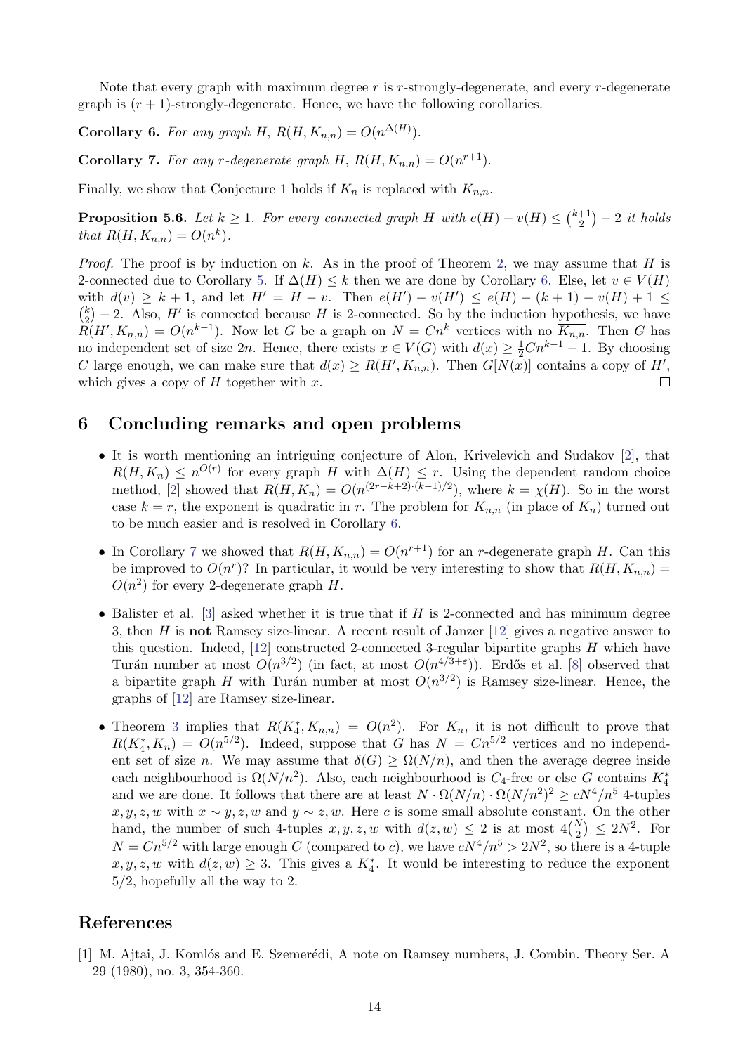Note that every graph with maximum degree $r$ is $r$-strongly-degenerate, and every $r$-degenerate graph is $(r+1)$-strongly-degenerate. Hence, we have the following corollaries.

**Corollary 6.** *For any graph $H$, $R(H, K_{n,n}) = O(n^{\Delta(H)})$.*

**Corollary 7.** *For any $r$-degenerate graph $H$, $R(H, K_{n,n}) = O(n^{r+1})$.*

Finally, we show that Conjecture 1 holds if $K_n$ is replaced with $K_{n,n}$.

**Proposition 5.6.** *Let $k \geq 1$. For every connected graph $H$ with $e(H) - v(H) \leq \binom{k+1}{2} - 2$ it holds that $R(H, K_{n,n}) = O(n^k)$.*

*Proof.* The proof is by induction on $k$. As in the proof of Theorem 2, we may assume that $H$ is 2-connected due to Corollary 5. If $\Delta(H) \leq k$ then we are done by Corollary 6. Else, let $v \in V(H)$ with $d(v) \geq k+1$, and let $H' = H - v$. Then $e(H') - v(H') \leq e(H) - (k+1) - v(H) + 1 \leq \binom{k}{2} - 2$. Also, $H'$ is connected because $H$ is 2-connected. So by the induction hypothesis, we have $R(H', K_{n,n}) = O(n^{k-1})$. Now let $G$ be a graph on $N = Cn^k$ vertices with no $\overline{K_{n,n}}$. Then $G$ has no independent set of size $2n$. Hence, there exists $x \in V(G)$ with $d(x) \geq \frac{1}{2}Cn^{k-1} - 1$. By choosing $C$ large enough, we can make sure that $d(x) \geq R(H', K_{n,n})$. Then $G[N(x)]$ contains a copy of $H'$, which gives a copy of $H$ together with $x$. $\square$

## 6 Concluding remarks and open problems

- It is worth mentioning an intriguing conjecture of Alon, Krivelevich and Sudakov [2], that $R(H, K_n) \leq n^{O(r)}$ for every graph $H$ with $\Delta(H) \leq r$. Using the dependent random choice method, [2] showed that $R(H, K_n) = O(n^{(2r-k+2)\cdot(k-1)/2})$, where $k = \chi(H)$. So in the worst case $k = r$, the exponent is quadratic in $r$. The problem for $K_{n,n}$ (in place of $K_n$) turned out to be much easier and is resolved in Corollary 6.
- In Corollary 7 we showed that $R(H, K_{n,n}) = O(n^{r+1})$ for an $r$-degenerate graph $H$. Can this be improved to $O(n^r)$? In particular, it would be very interesting to show that $R(H, K_{n,n}) = O(n^2)$ for every 2-degenerate graph $H$.
- Balister et al. [3] asked whether it is true that if $H$ is 2-connected and has minimum degree 3, then $H$ is **not** Ramsey size-linear. A recent result of Janzer [12] gives a negative answer to this question. Indeed, [12] constructed 2-connected 3-regular bipartite graphs $H$ which have Turán number at most $O(n^{3/2})$ (in fact, at most $O(n^{4/3+\varepsilon})$). Erdős et al. [8] observed that a bipartite graph $H$ with Turán number at most $O(n^{3/2})$ is Ramsey size-linear. Hence, the graphs of [12] are Ramsey size-linear.
- Theorem 3 implies that $R(K_4^*, K_{n,n}) = O(n^2)$. For $K_n$, it is not difficult to prove that $R(K_4^*, K_n) = O(n^{5/2})$. Indeed, suppose that $G$ has $N = Cn^{5/2}$ vertices and no independent set of size $n$. We may assume that $\delta(G) \geq \Omega(N/n)$, and then the average degree inside each neighbourhood is $\Omega(N/n^2)$. Also, each neighbourhood is $C_4$-free or else $G$ contains $K_4^*$ and we are done. It follows that there are at least $N \cdot \Omega(N/n) \cdot \Omega(N/n^2)^2 \geq cN^4/n^5$ 4-tuples $x, y, z, w$ with $x \sim y, z, w$ and $y \sim z, w$. Here $c$ is some small absolute constant. On the other hand, the number of such 4-tuples $x, y, z, w$ with $d(z, w) \leq 2$ is at most $4\binom{N}{2} \leq 2N^2$. For $N = Cn^{5/2}$ with large enough $C$ (compared to $c$), we have $cN^4/n^5 > 2N^2$, so there is a 4-tuple $x, y, z, w$ with $d(z, w) \geq 3$. This gives a $K_4^*$. It would be interesting to reduce the exponent $5/2$, hopefully all the way to 2.

## References

[1] M. Ajtai, J. Komlós and E. Szemerédi, A note on Ramsey numbers, J. Combin. Theory Ser. A 29 (1980), no. 3, 354-360.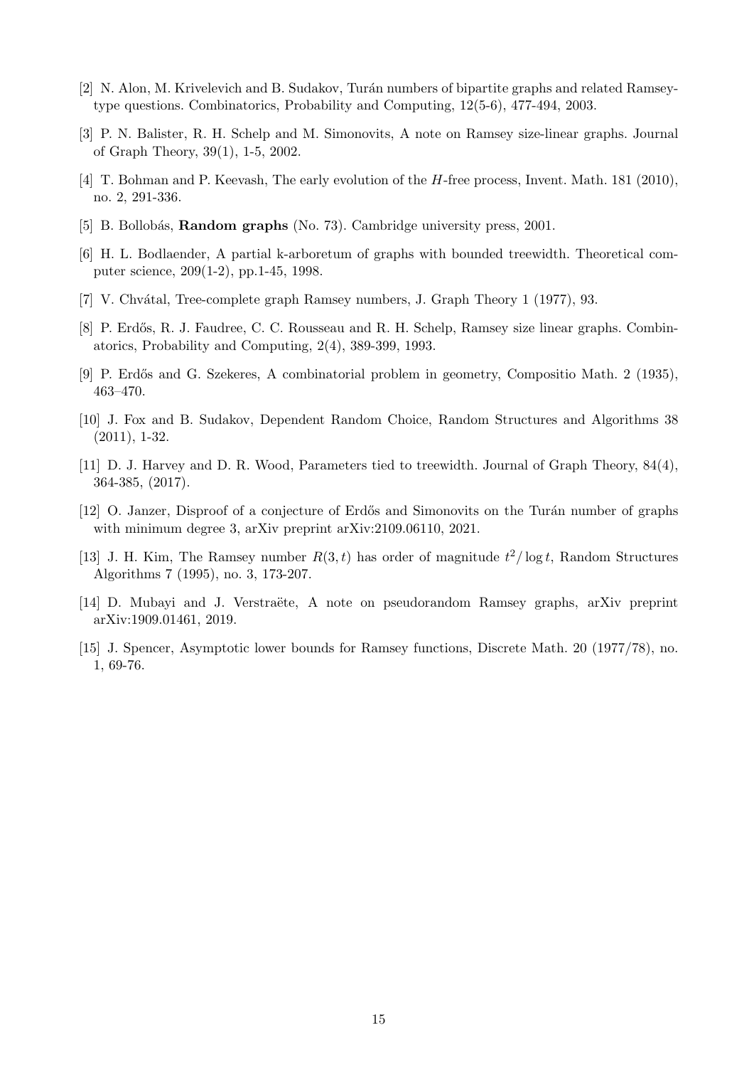[2] N. Alon, M. Krivelevich and B. Sudakov, Turán numbers of bipartite graphs and related Ramsey-type questions. Combinatorics, Probability and Computing, 12(5-6), 477-494, 2003.

[3] P. N. Balister, R. H. Schelp and M. Simonovits, A note on Ramsey size-linear graphs. Journal of Graph Theory, 39(1), 1-5, 2002.

[4] T. Bohman and P. Keevash, The early evolution of the $H$-free process, Invent. Math. 181 (2010), no. 2, 291-336.

[5] B. Bollobás, **Random graphs** (No. 73). Cambridge university press, 2001.

[6] H. L. Bodlaender, A partial k-arboretum of graphs with bounded treewidth. Theoretical computer science, 209(1-2), pp.1-45, 1998.

[7] V. Chvátal, Tree-complete graph Ramsey numbers, J. Graph Theory 1 (1977), 93.

[8] P. Erdős, R. J. Faudree, C. C. Rousseau and R. H. Schelp, Ramsey size linear graphs. Combinatorics, Probability and Computing, 2(4), 389-399, 1993.

[9] P. Erdős and G. Szekeres, A combinatorial problem in geometry, Compositio Math. 2 (1935), 463–470.

[10] J. Fox and B. Sudakov, Dependent Random Choice, Random Structures and Algorithms 38 (2011), 1-32.

[11] D. J. Harvey and D. R. Wood, Parameters tied to treewidth. Journal of Graph Theory, 84(4), 364-385, (2017).

[12] O. Janzer, Disproof of a conjecture of Erdős and Simonovits on the Turán number of graphs with minimum degree 3, arXiv preprint arXiv:2109.06110, 2021.

[13] J. H. Kim, The Ramsey number $R(3,t)$ has order of magnitude $t^2/\log t$, Random Structures Algorithms 7 (1995), no. 3, 173-207.

[14] D. Mubayi and J. Verstraëte, A note on pseudorandom Ramsey graphs, arXiv preprint arXiv:1909.01461, 2019.

[15] J. Spencer, Asymptotic lower bounds for Ramsey functions, Discrete Math. 20 (1977/78), no. 1, 69-76.